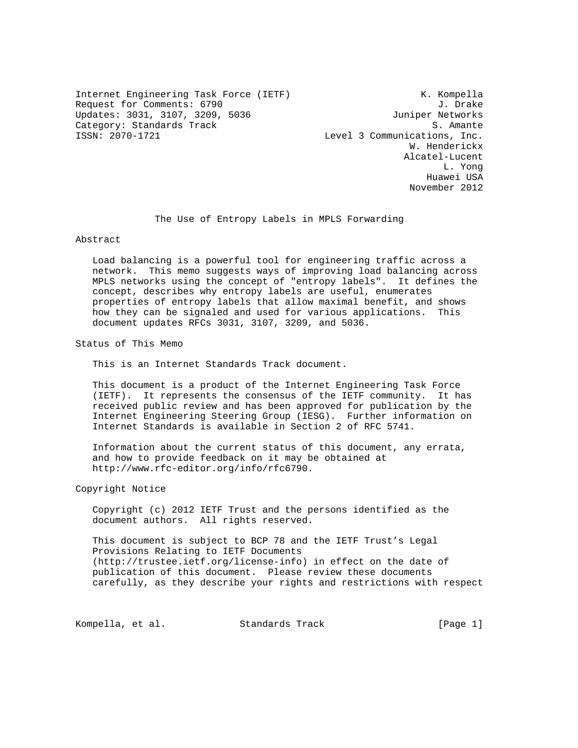Internet Engineering Task Force (IETF) — K. Kompella
Request for Comments: 6790 — J. Drake
Updates: 3031, 3107, 3209, 5036 — Juniper Networks
Category: Standards Track — S. Amante
ISSN: 2070-1721 — Level 3 Communications, Inc.

W. Henderickx
Alcatel-Lucent
L. Yong
Huawei USA
November 2012

# The Use of Entropy Labels in MPLS Forwarding

## Abstract

Load balancing is a powerful tool for engineering traffic across a network. This memo suggests ways of improving load balancing across MPLS networks using the concept of "entropy labels". It defines the concept, describes why entropy labels are useful, enumerates properties of entropy labels that allow maximal benefit, and shows how they can be signaled and used for various applications. This document updates RFCs 3031, 3107, 3209, and 5036.

## Status of This Memo

This is an Internet Standards Track document.

This document is a product of the Internet Engineering Task Force (IETF). It represents the consensus of the IETF community. It has received public review and has been approved for publication by the Internet Engineering Steering Group (IESG). Further information on Internet Standards is available in Section 2 of RFC 5741.

Information about the current status of this document, any errata, and how to provide feedback on it may be obtained at http://www.rfc-editor.org/info/rfc6790.

## Copyright Notice

Copyright (c) 2012 IETF Trust and the persons identified as the document authors. All rights reserved.

This document is subject to BCP 78 and the IETF Trust's Legal Provisions Relating to IETF Documents (http://trustee.ietf.org/license-info) in effect on the date of publication of this document. Please review these documents carefully, as they describe your rights and restrictions with respect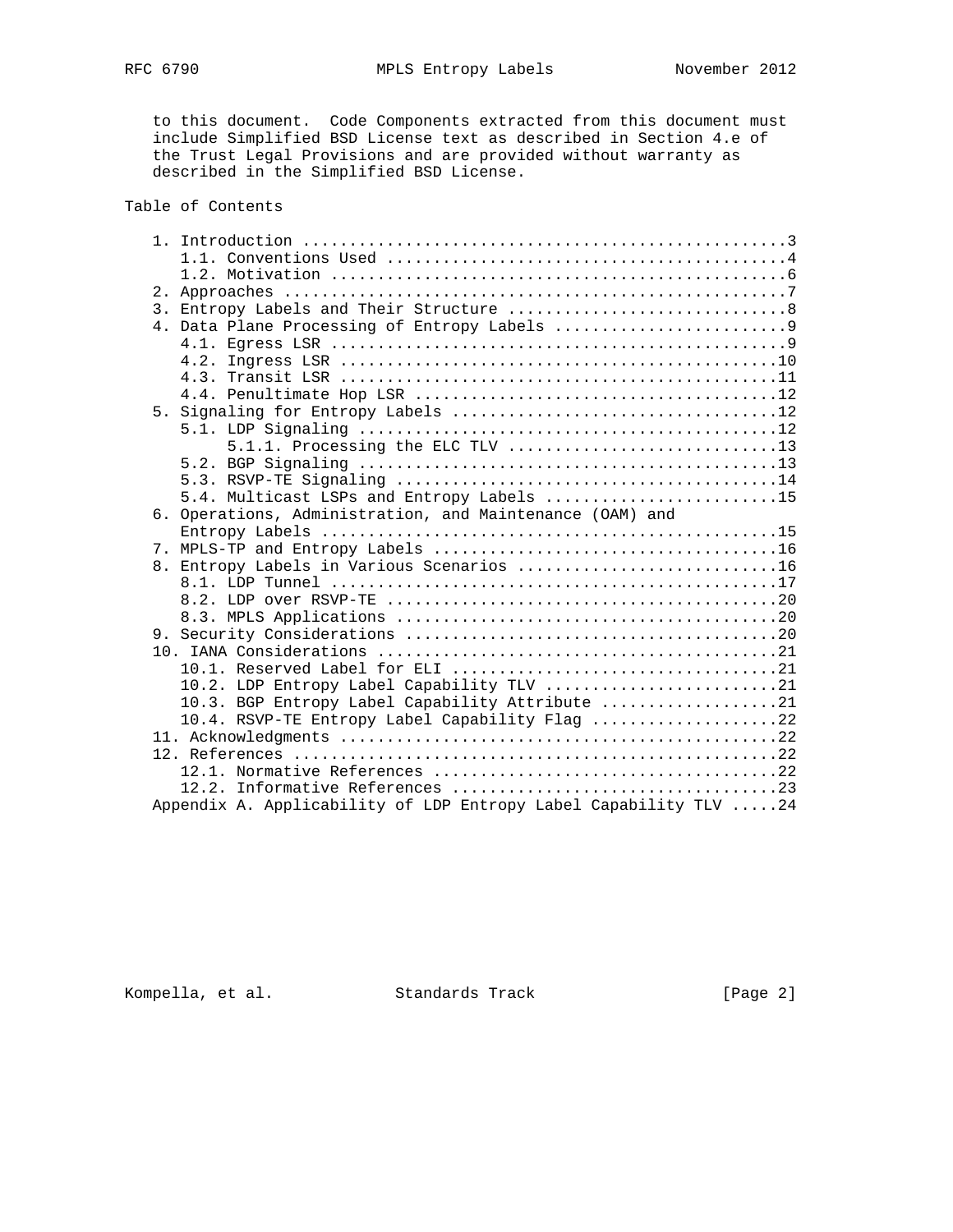to this document. Code Components extracted from this document must include Simplified BSD License text as described in Section 4.e of the Trust Legal Provisions and are provided without warranty as described in the Simplified BSD License.

## Table of Contents

```
   1. Introduction ....................................................3
      1.1. Conventions Used ...........................................4
      1.2. Motivation .................................................6
   2. Approaches ......................................................7
   3. Entropy Labels and Their Structure ..............................8
   4. Data Plane Processing of Entropy Labels .........................9
      4.1. Egress LSR .................................................9
      4.2. Ingress LSR ...............................................10
      4.3. Transit LSR ...............................................11
      4.4. Penultimate Hop LSR .......................................12
   5. Signaling for Entropy Labels ...................................12
      5.1. LDP Signaling .............................................12
           5.1.1. Processing the ELC TLV .............................13
      5.2. BGP Signaling .............................................13
      5.3. RSVP-TE Signaling .........................................14
      5.4. Multicast LSPs and Entropy Labels .........................15
   6. Operations, Administration, and Maintenance (OAM) and
      Entropy Labels .................................................15
   7. MPLS-TP and Entropy Labels .....................................16
   8. Entropy Labels in Various Scenarios ............................16
      8.1. LDP Tunnel ................................................17
      8.2. LDP over RSVP-TE ..........................................20
      8.3. MPLS Applications .........................................20
   9. Security Considerations ........................................20
   10. IANA Considerations ...........................................21
      10.1. Reserved Label for ELI ...................................21
      10.2. LDP Entropy Label Capability TLV .........................21
      10.3. BGP Entropy Label Capability Attribute ...................21
      10.4. RSVP-TE Entropy Label Capability Flag ....................22
   11. Acknowledgments ...............................................22
   12. References ....................................................22
      12.1. Normative References .....................................22
      12.2. Informative References ...................................23
   Appendix A. Applicability of LDP Entropy Label Capability TLV .....24
```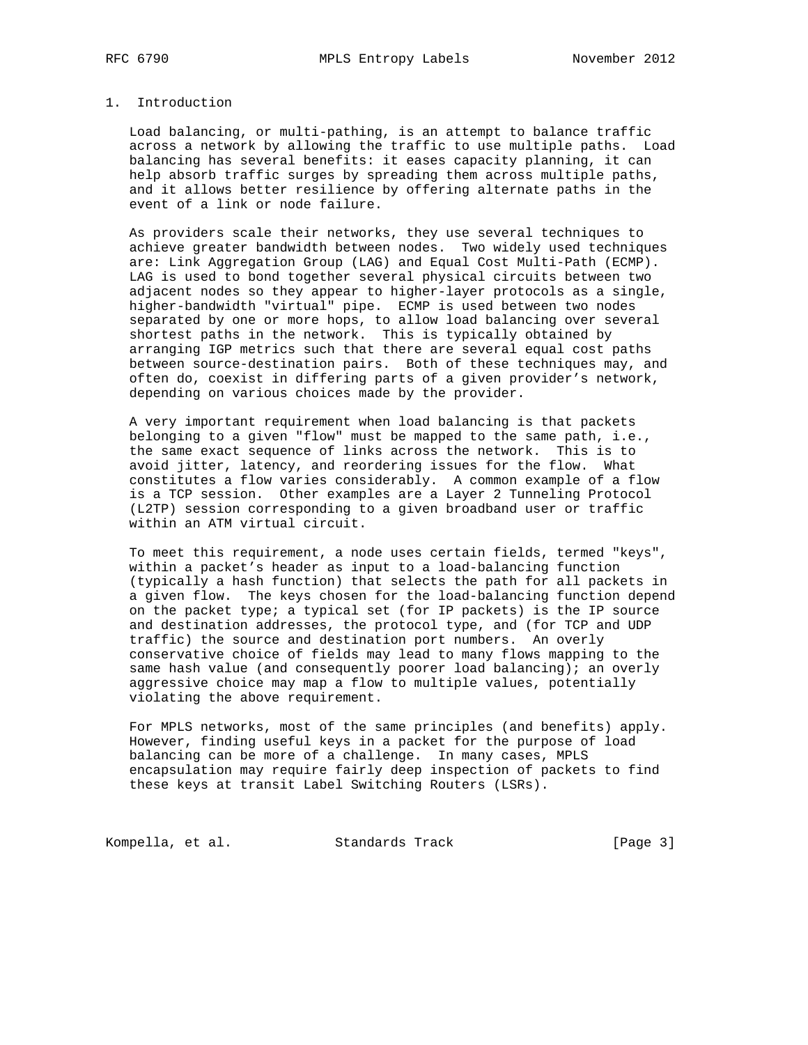## 1. Introduction

Load balancing, or multi-pathing, is an attempt to balance traffic across a network by allowing the traffic to use multiple paths. Load balancing has several benefits: it eases capacity planning, it can help absorb traffic surges by spreading them across multiple paths, and it allows better resilience by offering alternate paths in the event of a link or node failure.

As providers scale their networks, they use several techniques to achieve greater bandwidth between nodes. Two widely used techniques are: Link Aggregation Group (LAG) and Equal Cost Multi-Path (ECMP). LAG is used to bond together several physical circuits between two adjacent nodes so they appear to higher-layer protocols as a single, higher-bandwidth "virtual" pipe. ECMP is used between two nodes separated by one or more hops, to allow load balancing over several shortest paths in the network. This is typically obtained by arranging IGP metrics such that there are several equal cost paths between source-destination pairs. Both of these techniques may, and often do, coexist in differing parts of a given provider's network, depending on various choices made by the provider.

A very important requirement when load balancing is that packets belonging to a given "flow" must be mapped to the same path, i.e., the same exact sequence of links across the network. This is to avoid jitter, latency, and reordering issues for the flow. What constitutes a flow varies considerably. A common example of a flow is a TCP session. Other examples are a Layer 2 Tunneling Protocol (L2TP) session corresponding to a given broadband user or traffic within an ATM virtual circuit.

To meet this requirement, a node uses certain fields, termed "keys", within a packet's header as input to a load-balancing function (typically a hash function) that selects the path for all packets in a given flow. The keys chosen for the load-balancing function depend on the packet type; a typical set (for IP packets) is the IP source and destination addresses, the protocol type, and (for TCP and UDP traffic) the source and destination port numbers. An overly conservative choice of fields may lead to many flows mapping to the same hash value (and consequently poorer load balancing); an overly aggressive choice may map a flow to multiple values, potentially violating the above requirement.

For MPLS networks, most of the same principles (and benefits) apply. However, finding useful keys in a packet for the purpose of load balancing can be more of a challenge. In many cases, MPLS encapsulation may require fairly deep inspection of packets to find these keys at transit Label Switching Routers (LSRs).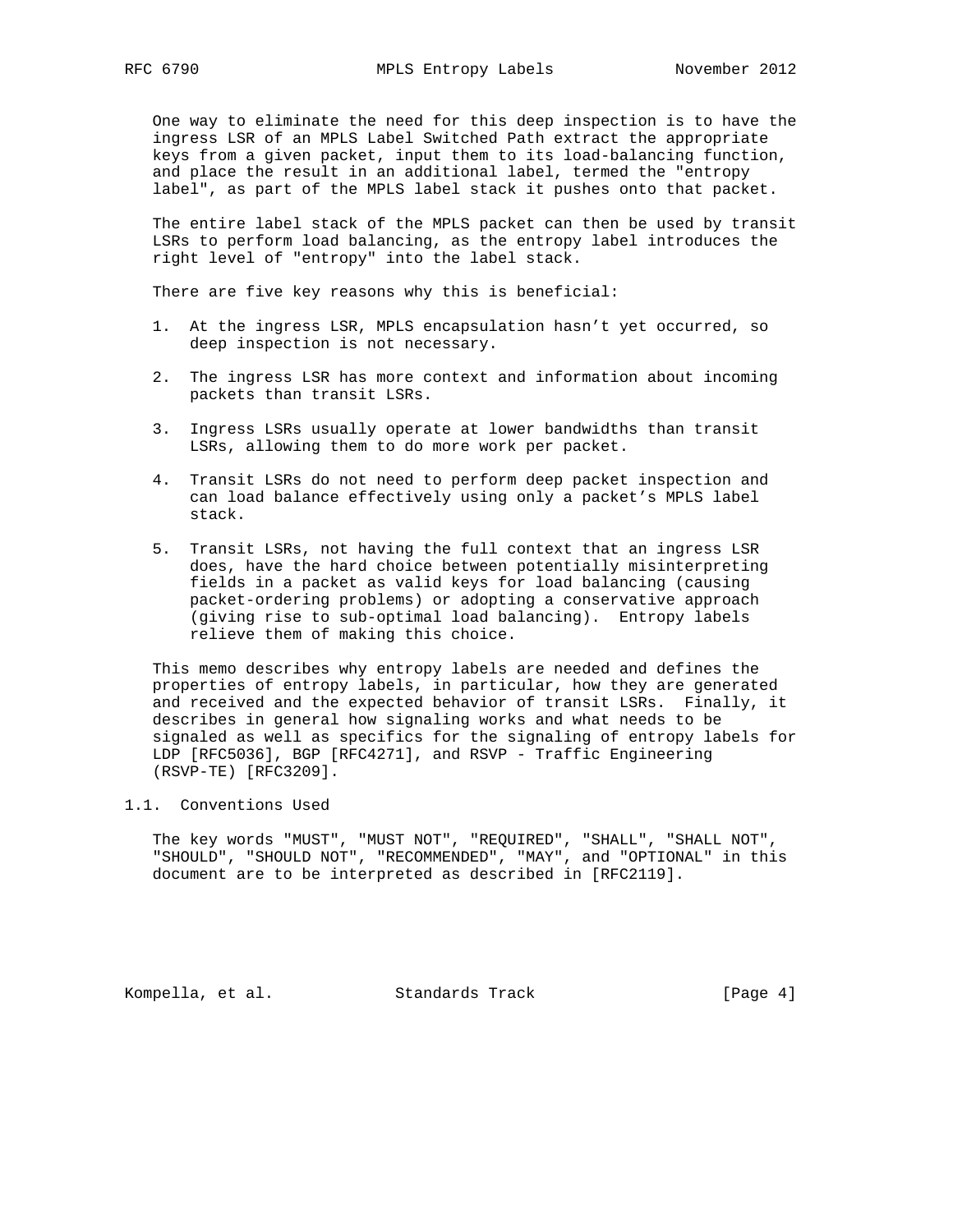One way to eliminate the need for this deep inspection is to have the ingress LSR of an MPLS Label Switched Path extract the appropriate keys from a given packet, input them to its load-balancing function, and place the result in an additional label, termed the "entropy label", as part of the MPLS label stack it pushes onto that packet.

The entire label stack of the MPLS packet can then be used by transit LSRs to perform load balancing, as the entropy label introduces the right level of "entropy" into the label stack.

There are five key reasons why this is beneficial:

1. At the ingress LSR, MPLS encapsulation hasn't yet occurred, so deep inspection is not necessary.
2. The ingress LSR has more context and information about incoming packets than transit LSRs.
3. Ingress LSRs usually operate at lower bandwidths than transit LSRs, allowing them to do more work per packet.
4. Transit LSRs do not need to perform deep packet inspection and can load balance effectively using only a packet's MPLS label stack.
5. Transit LSRs, not having the full context that an ingress LSR does, have the hard choice between potentially misinterpreting fields in a packet as valid keys for load balancing (causing packet-ordering problems) or adopting a conservative approach (giving rise to sub-optimal load balancing). Entropy labels relieve them of making this choice.

This memo describes why entropy labels are needed and defines the properties of entropy labels, in particular, how they are generated and received and the expected behavior of transit LSRs. Finally, it describes in general how signaling works and what needs to be signaled as well as specifics for the signaling of entropy labels for LDP [RFC5036], BGP [RFC4271], and RSVP - Traffic Engineering (RSVP-TE) [RFC3209].

## 1.1. Conventions Used

The key words "MUST", "MUST NOT", "REQUIRED", "SHALL", "SHALL NOT", "SHOULD", "SHOULD NOT", "RECOMMENDED", "MAY", and "OPTIONAL" in this document are to be interpreted as described in [RFC2119].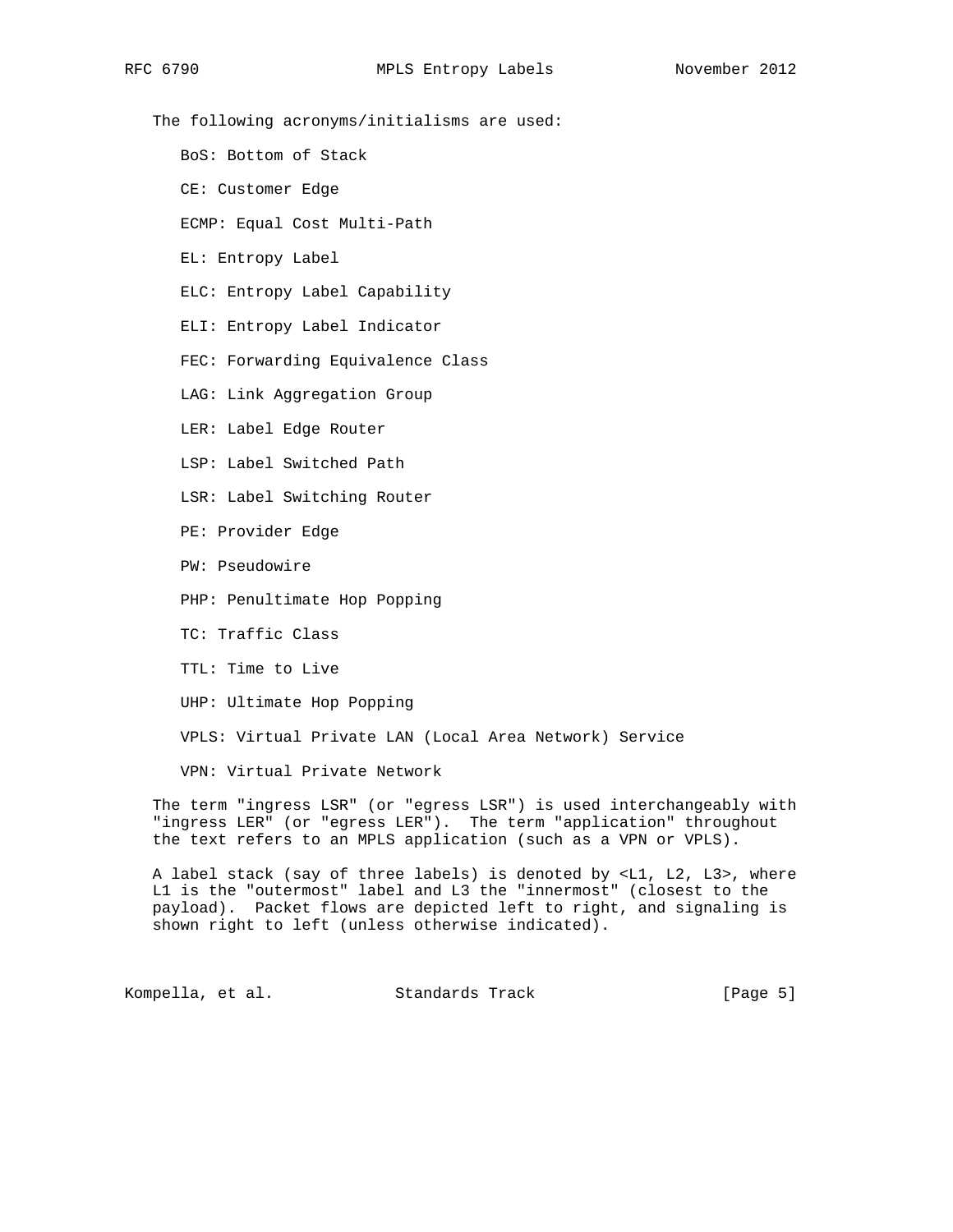The following acronyms/initialisms are used:

- BoS: Bottom of Stack
- CE: Customer Edge
- ECMP: Equal Cost Multi-Path
- EL: Entropy Label
- ELC: Entropy Label Capability
- ELI: Entropy Label Indicator
- FEC: Forwarding Equivalence Class
- LAG: Link Aggregation Group
- LER: Label Edge Router
- LSP: Label Switched Path
- LSR: Label Switching Router
- PE: Provider Edge
- PW: Pseudowire
- PHP: Penultimate Hop Popping
- TC: Traffic Class
- TTL: Time to Live
- UHP: Ultimate Hop Popping
- VPLS: Virtual Private LAN (Local Area Network) Service
- VPN: Virtual Private Network

The term "ingress LSR" (or "egress LSR") is used interchangeably with "ingress LER" (or "egress LER"). The term "application" throughout the text refers to an MPLS application (such as a VPN or VPLS).

A label stack (say of three labels) is denoted by <L1, L2, L3>, where L1 is the "outermost" label and L3 the "innermost" (closest to the payload). Packet flows are depicted left to right, and signaling is shown right to left (unless otherwise indicated).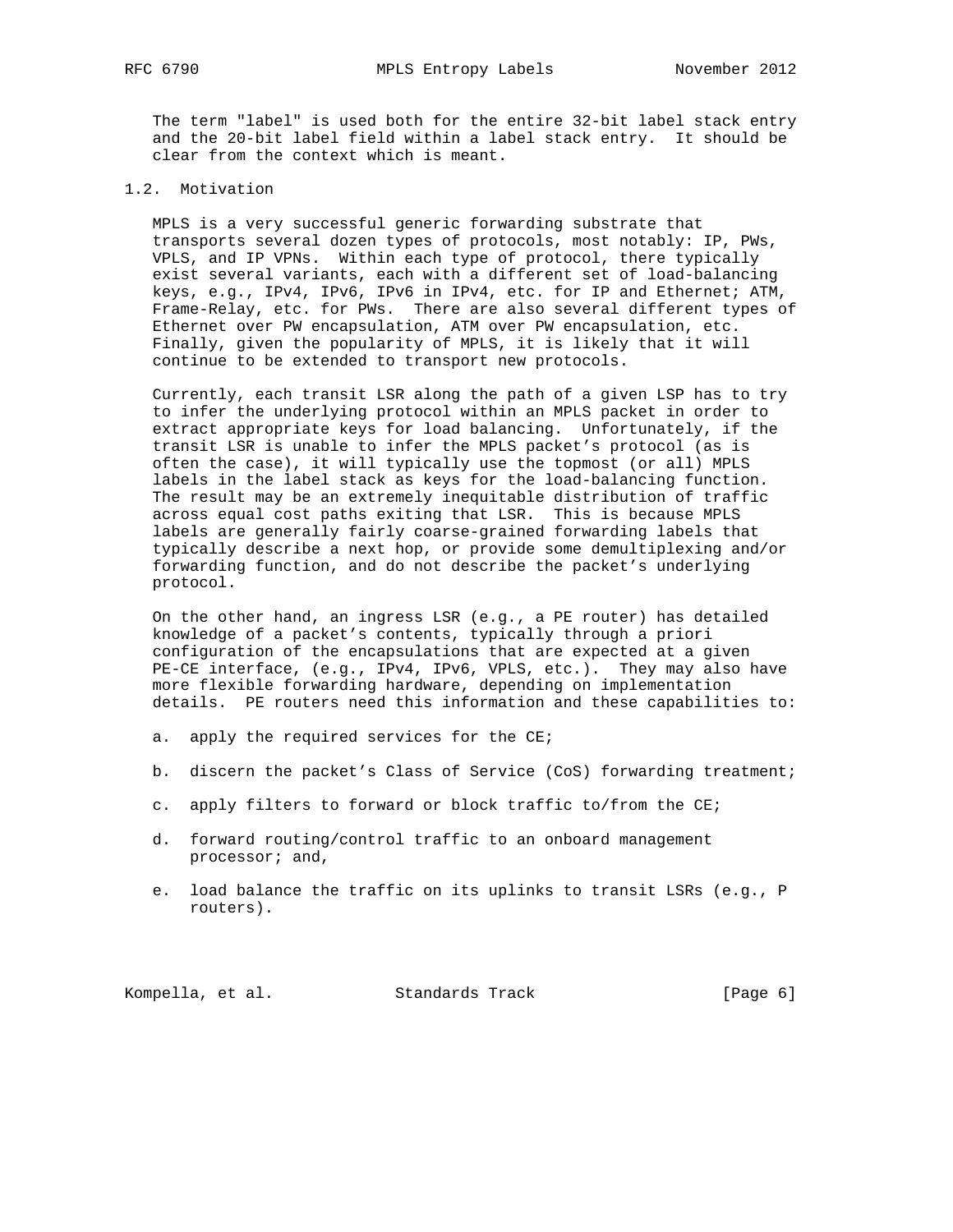The term "label" is used both for the entire 32-bit label stack entry and the 20-bit label field within a label stack entry. It should be clear from the context which is meant.

### 1.2. Motivation

MPLS is a very successful generic forwarding substrate that transports several dozen types of protocols, most notably: IP, PWs, VPLS, and IP VPNs. Within each type of protocol, there typically exist several variants, each with a different set of load-balancing keys, e.g., IPv4, IPv6, IPv6 in IPv4, etc. for IP and Ethernet; ATM, Frame-Relay, etc. for PWs. There are also several different types of Ethernet over PW encapsulation, ATM over PW encapsulation, etc. Finally, given the popularity of MPLS, it is likely that it will continue to be extended to transport new protocols.

Currently, each transit LSR along the path of a given LSP has to try to infer the underlying protocol within an MPLS packet in order to extract appropriate keys for load balancing. Unfortunately, if the transit LSR is unable to infer the MPLS packet's protocol (as is often the case), it will typically use the topmost (or all) MPLS labels in the label stack as keys for the load-balancing function. The result may be an extremely inequitable distribution of traffic across equal cost paths exiting that LSR. This is because MPLS labels are generally fairly coarse-grained forwarding labels that typically describe a next hop, or provide some demultiplexing and/or forwarding function, and do not describe the packet's underlying protocol.

On the other hand, an ingress LSR (e.g., a PE router) has detailed knowledge of a packet's contents, typically through a priori configuration of the encapsulations that are expected at a given PE-CE interface, (e.g., IPv4, IPv6, VPLS, etc.). They may also have more flexible forwarding hardware, depending on implementation details. PE routers need this information and these capabilities to:

a. apply the required services for the CE;

b. discern the packet's Class of Service (CoS) forwarding treatment;

c. apply filters to forward or block traffic to/from the CE;

d. forward routing/control traffic to an onboard management processor; and,

e. load balance the traffic on its uplinks to transit LSRs (e.g., P routers).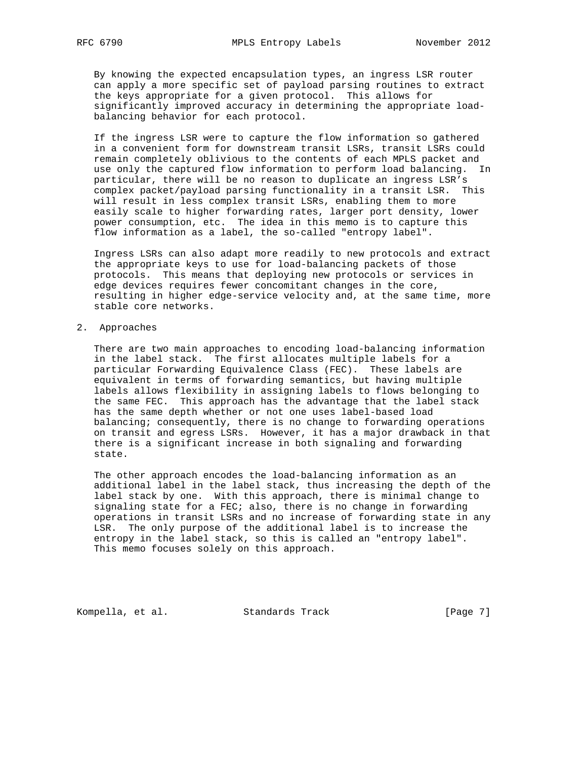By knowing the expected encapsulation types, an ingress LSR router can apply a more specific set of payload parsing routines to extract the keys appropriate for a given protocol. This allows for significantly improved accuracy in determining the appropriate load-balancing behavior for each protocol.

If the ingress LSR were to capture the flow information so gathered in a convenient form for downstream transit LSRs, transit LSRs could remain completely oblivious to the contents of each MPLS packet and use only the captured flow information to perform load balancing. In particular, there will be no reason to duplicate an ingress LSR's complex packet/payload parsing functionality in a transit LSR. This will result in less complex transit LSRs, enabling them to more easily scale to higher forwarding rates, larger port density, lower power consumption, etc. The idea in this memo is to capture this flow information as a label, the so-called "entropy label".

Ingress LSRs can also adapt more readily to new protocols and extract the appropriate keys to use for load-balancing packets of those protocols. This means that deploying new protocols or services in edge devices requires fewer concomitant changes in the core, resulting in higher edge-service velocity and, at the same time, more stable core networks.

## 2. Approaches

There are two main approaches to encoding load-balancing information in the label stack. The first allocates multiple labels for a particular Forwarding Equivalence Class (FEC). These labels are equivalent in terms of forwarding semantics, but having multiple labels allows flexibility in assigning labels to flows belonging to the same FEC. This approach has the advantage that the label stack has the same depth whether or not one uses label-based load balancing; consequently, there is no change to forwarding operations on transit and egress LSRs. However, it has a major drawback in that there is a significant increase in both signaling and forwarding state.

The other approach encodes the load-balancing information as an additional label in the label stack, thus increasing the depth of the label stack by one. With this approach, there is minimal change to signaling state for a FEC; also, there is no change in forwarding operations in transit LSRs and no increase of forwarding state in any LSR. The only purpose of the additional label is to increase the entropy in the label stack, so this is called an "entropy label". This memo focuses solely on this approach.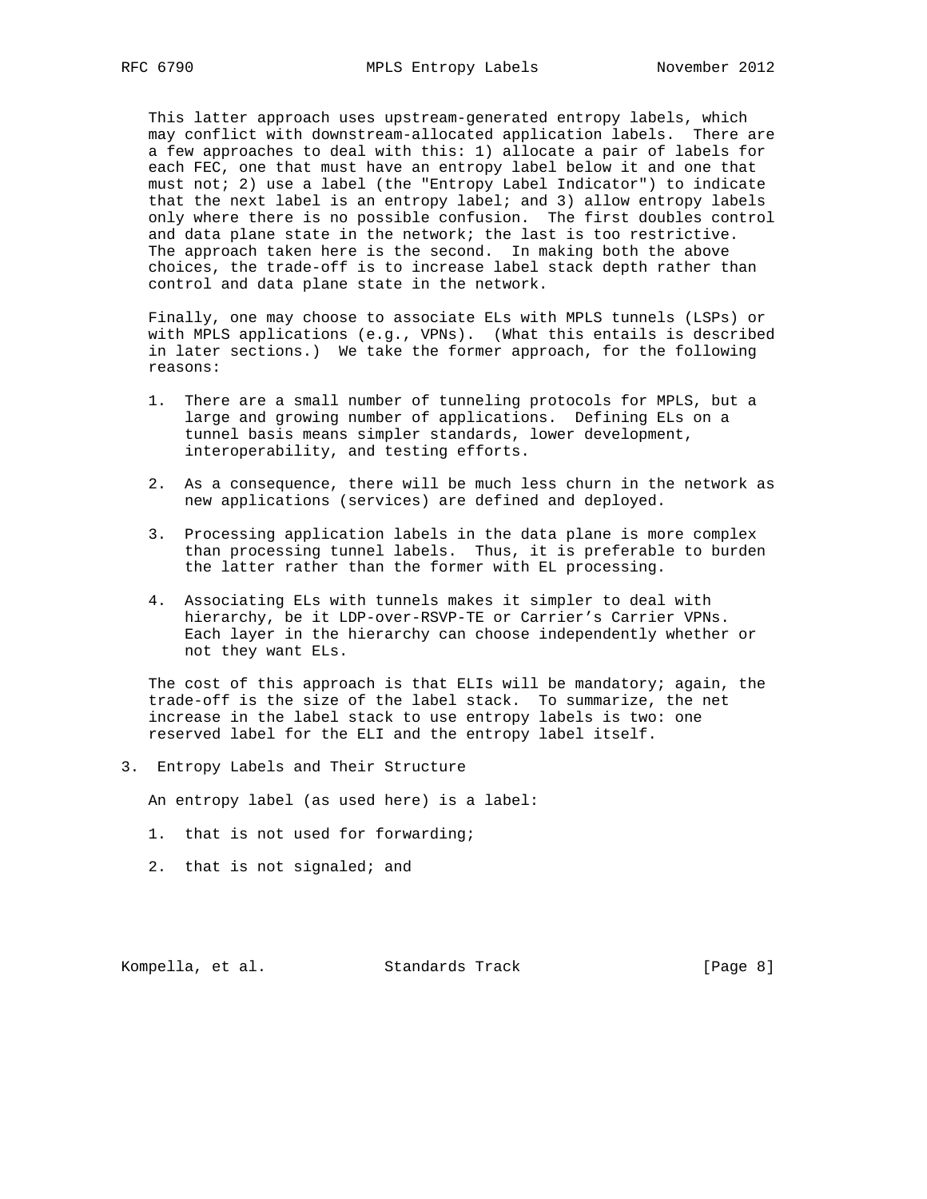This latter approach uses upstream-generated entropy labels, which may conflict with downstream-allocated application labels. There are a few approaches to deal with this: 1) allocate a pair of labels for each FEC, one that must have an entropy label below it and one that must not; 2) use a label (the "Entropy Label Indicator") to indicate that the next label is an entropy label; and 3) allow entropy labels only where there is no possible confusion. The first doubles control and data plane state in the network; the last is too restrictive. The approach taken here is the second. In making both the above choices, the trade-off is to increase label stack depth rather than control and data plane state in the network.

Finally, one may choose to associate ELs with MPLS tunnels (LSPs) or with MPLS applications (e.g., VPNs). (What this entails is described in later sections.) We take the former approach, for the following reasons:

1. There are a small number of tunneling protocols for MPLS, but a large and growing number of applications. Defining ELs on a tunnel basis means simpler standards, lower development, interoperability, and testing efforts.

2. As a consequence, there will be much less churn in the network as new applications (services) are defined and deployed.

3. Processing application labels in the data plane is more complex than processing tunnel labels. Thus, it is preferable to burden the latter rather than the former with EL processing.

4. Associating ELs with tunnels makes it simpler to deal with hierarchy, be it LDP-over-RSVP-TE or Carrier's Carrier VPNs. Each layer in the hierarchy can choose independently whether or not they want ELs.

The cost of this approach is that ELIs will be mandatory; again, the trade-off is the size of the label stack. To summarize, the net increase in the label stack to use entropy labels is two: one reserved label for the ELI and the entropy label itself.

## 3. Entropy Labels and Their Structure

An entropy label (as used here) is a label:

1. that is not used for forwarding;

2. that is not signaled; and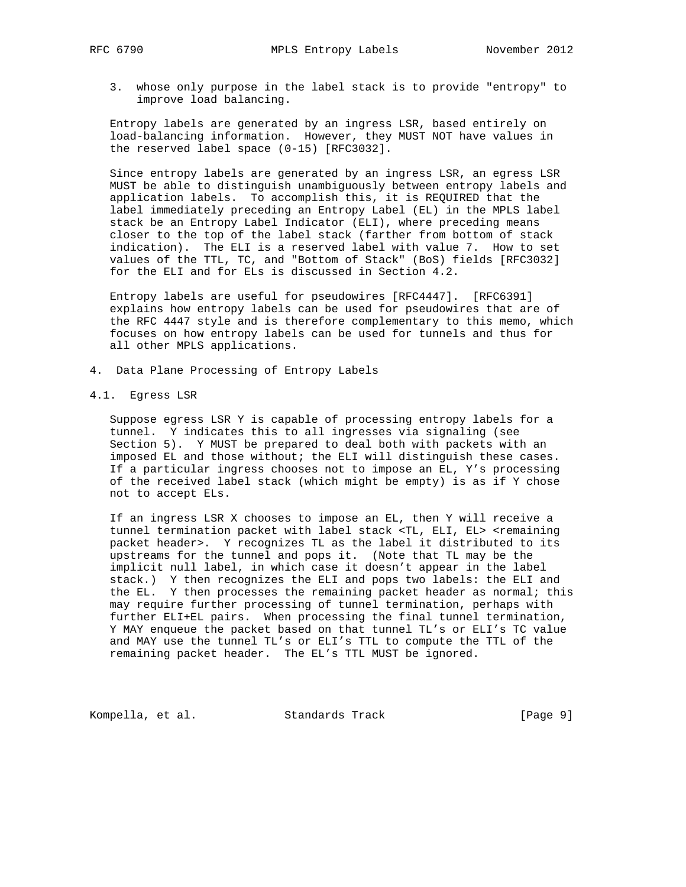3. whose only purpose in the label stack is to provide "entropy" to improve load balancing.

Entropy labels are generated by an ingress LSR, based entirely on load-balancing information. However, they MUST NOT have values in the reserved label space (0-15) [RFC3032].

Since entropy labels are generated by an ingress LSR, an egress LSR MUST be able to distinguish unambiguously between entropy labels and application labels. To accomplish this, it is REQUIRED that the label immediately preceding an Entropy Label (EL) in the MPLS label stack be an Entropy Label Indicator (ELI), where preceding means closer to the top of the label stack (farther from bottom of stack indication). The ELI is a reserved label with value 7. How to set values of the TTL, TC, and "Bottom of Stack" (BoS) fields [RFC3032] for the ELI and for ELs is discussed in Section 4.2.

Entropy labels are useful for pseudowires [RFC4447]. [RFC6391] explains how entropy labels can be used for pseudowires that are of the RFC 4447 style and is therefore complementary to this memo, which focuses on how entropy labels can be used for tunnels and thus for all other MPLS applications.

## 4. Data Plane Processing of Entropy Labels

### 4.1. Egress LSR

Suppose egress LSR Y is capable of processing entropy labels for a tunnel. Y indicates this to all ingresses via signaling (see Section 5). Y MUST be prepared to deal both with packets with an imposed EL and those without; the ELI will distinguish these cases. If a particular ingress chooses not to impose an EL, Y's processing of the received label stack (which might be empty) is as if Y chose not to accept ELs.

If an ingress LSR X chooses to impose an EL, then Y will receive a tunnel termination packet with label stack <TL, ELI, EL> <remaining packet header>. Y recognizes TL as the label it distributed to its upstreams for the tunnel and pops it. (Note that TL may be the implicit null label, in which case it doesn't appear in the label stack.) Y then recognizes the ELI and pops two labels: the ELI and the EL. Y then processes the remaining packet header as normal; this may require further processing of tunnel termination, perhaps with further ELI+EL pairs. When processing the final tunnel termination, Y MAY enqueue the packet based on that tunnel TL's or ELI's TC value and MAY use the tunnel TL's or ELI's TTL to compute the TTL of the remaining packet header. The EL's TTL MUST be ignored.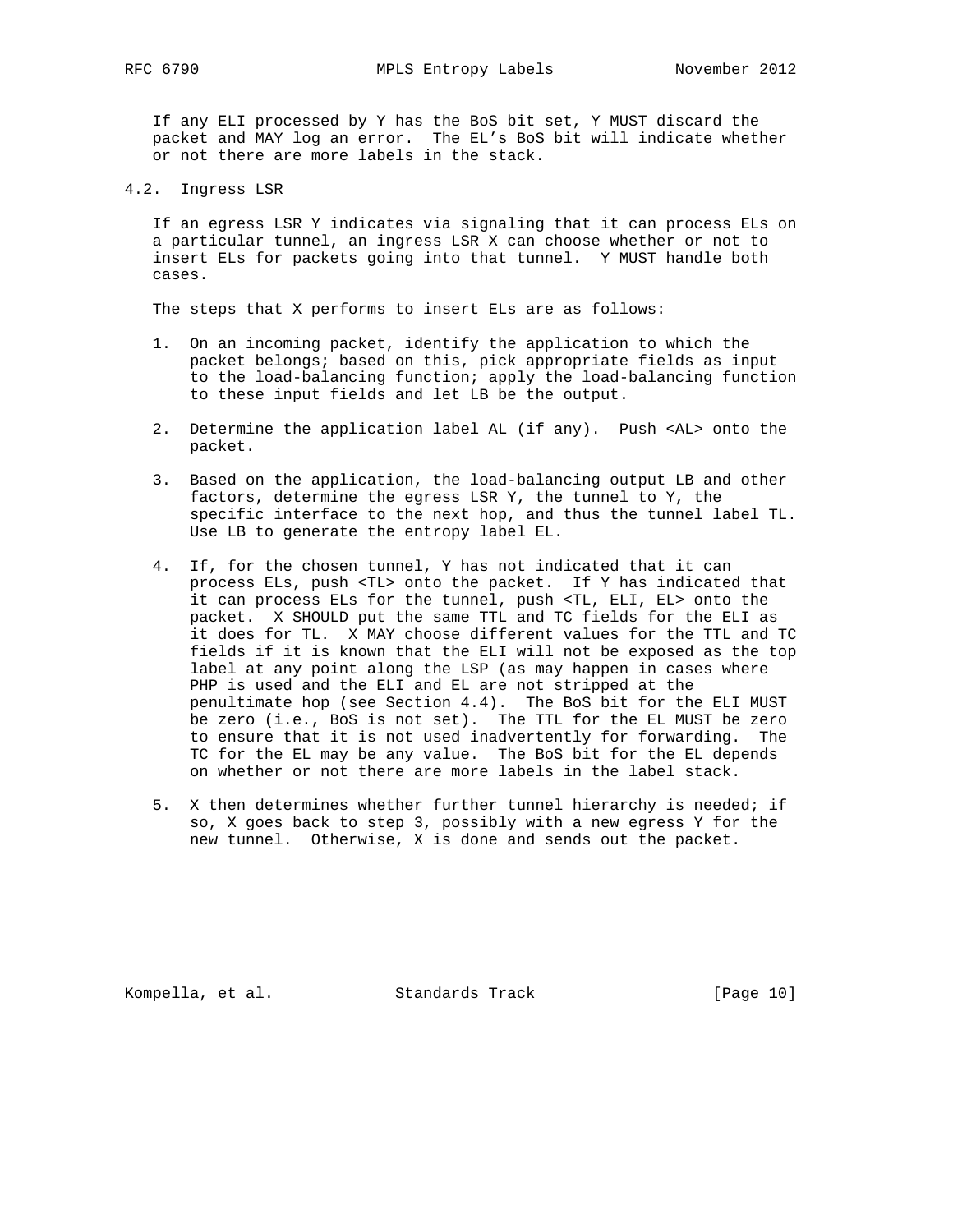If any ELI processed by Y has the BoS bit set, Y MUST discard the packet and MAY log an error. The EL's BoS bit will indicate whether or not there are more labels in the stack.

## 4.2. Ingress LSR

If an egress LSR Y indicates via signaling that it can process ELs on a particular tunnel, an ingress LSR X can choose whether or not to insert ELs for packets going into that tunnel. Y MUST handle both cases.

The steps that X performs to insert ELs are as follows:

1. On an incoming packet, identify the application to which the packet belongs; based on this, pick appropriate fields as input to the load-balancing function; apply the load-balancing function to these input fields and let LB be the output.

2. Determine the application label AL (if any). Push <AL> onto the packet.

3. Based on the application, the load-balancing output LB and other factors, determine the egress LSR Y, the tunnel to Y, the specific interface to the next hop, and thus the tunnel label TL. Use LB to generate the entropy label EL.

4. If, for the chosen tunnel, Y has not indicated that it can process ELs, push <TL> onto the packet. If Y has indicated that it can process ELs for the tunnel, push <TL, ELI, EL> onto the packet. X SHOULD put the same TTL and TC fields for the ELI as it does for TL. X MAY choose different values for the TTL and TC fields if it is known that the ELI will not be exposed as the top label at any point along the LSP (as may happen in cases where PHP is used and the ELI and EL are not stripped at the penultimate hop (see Section 4.4). The BoS bit for the ELI MUST be zero (i.e., BoS is not set). The TTL for the EL MUST be zero to ensure that it is not used inadvertently for forwarding. The TC for the EL may be any value. The BoS bit for the EL depends on whether or not there are more labels in the label stack.

5. X then determines whether further tunnel hierarchy is needed; if so, X goes back to step 3, possibly with a new egress Y for the new tunnel. Otherwise, X is done and sends out the packet.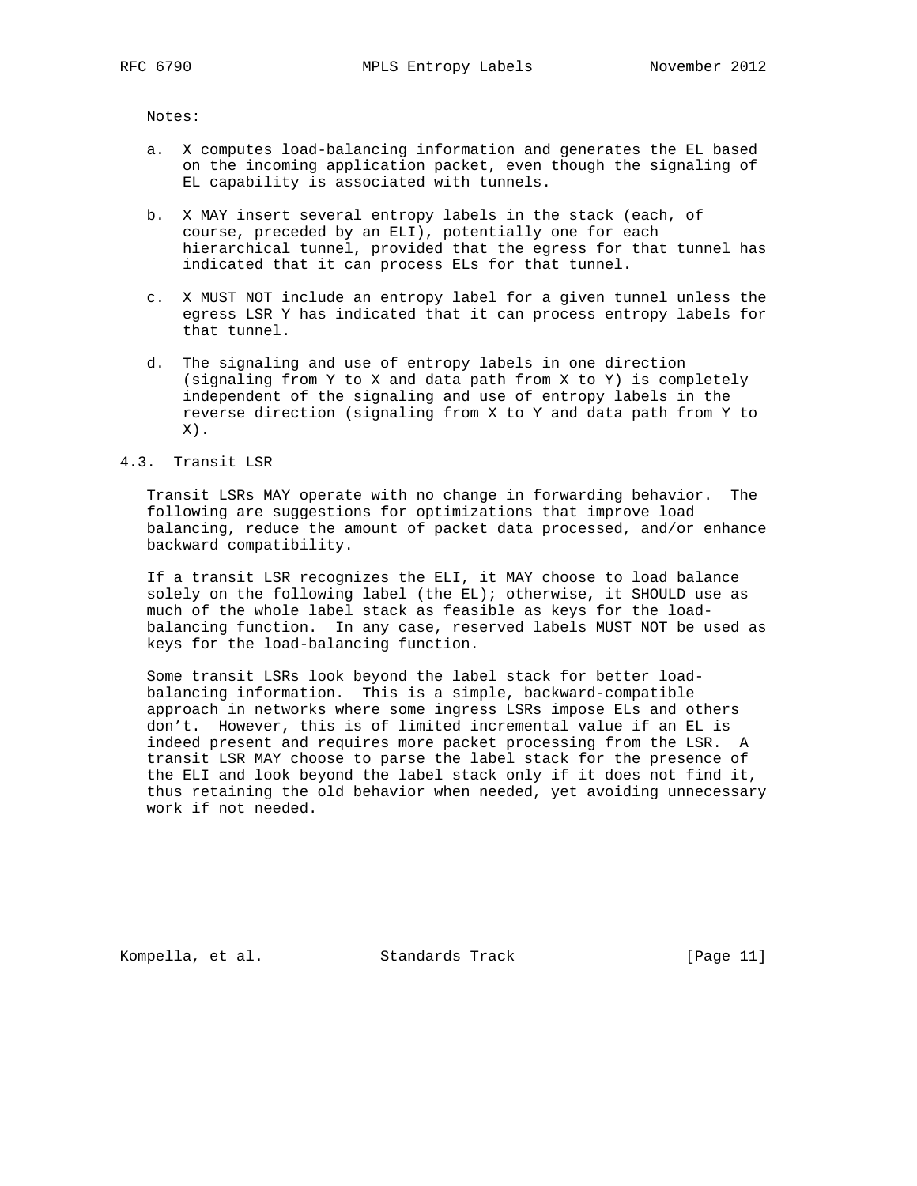Notes:

a. X computes load-balancing information and generates the EL based on the incoming application packet, even though the signaling of EL capability is associated with tunnels.

b. X MAY insert several entropy labels in the stack (each, of course, preceded by an ELI), potentially one for each hierarchical tunnel, provided that the egress for that tunnel has indicated that it can process ELs for that tunnel.

c. X MUST NOT include an entropy label for a given tunnel unless the egress LSR Y has indicated that it can process entropy labels for that tunnel.

d. The signaling and use of entropy labels in one direction (signaling from Y to X and data path from X to Y) is completely independent of the signaling and use of entropy labels in the reverse direction (signaling from X to Y and data path from Y to X).

### 4.3. Transit LSR

Transit LSRs MAY operate with no change in forwarding behavior. The following are suggestions for optimizations that improve load balancing, reduce the amount of packet data processed, and/or enhance backward compatibility.

If a transit LSR recognizes the ELI, it MAY choose to load balance solely on the following label (the EL); otherwise, it SHOULD use as much of the whole label stack as feasible as keys for the load-balancing function. In any case, reserved labels MUST NOT be used as keys for the load-balancing function.

Some transit LSRs look beyond the label stack for better load-balancing information. This is a simple, backward-compatible approach in networks where some ingress LSRs impose ELs and others don't. However, this is of limited incremental value if an EL is indeed present and requires more packet processing from the LSR. A transit LSR MAY choose to parse the label stack for the presence of the ELI and look beyond the label stack only if it does not find it, thus retaining the old behavior when needed, yet avoiding unnecessary work if not needed.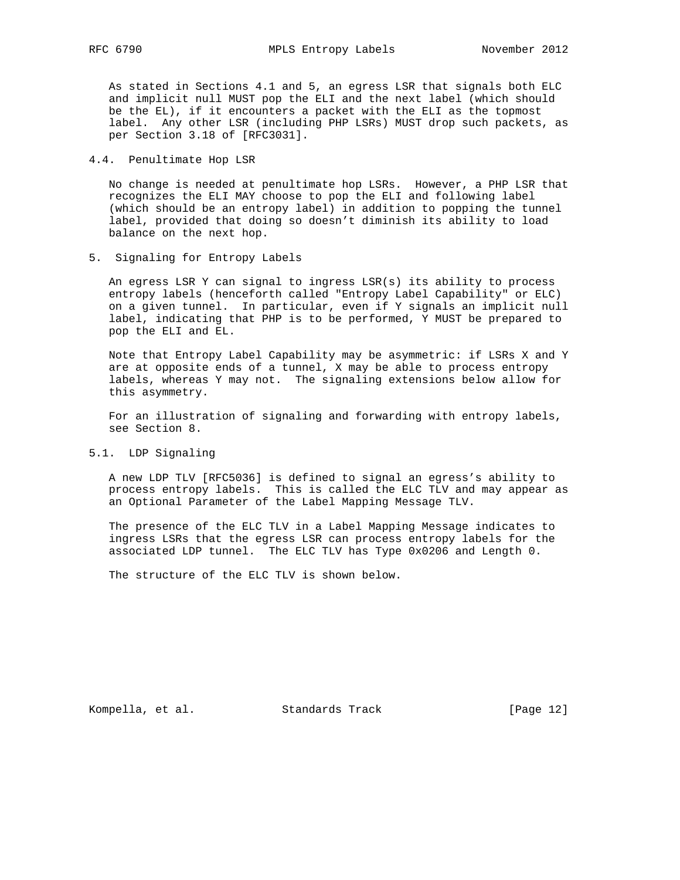As stated in Sections 4.1 and 5, an egress LSR that signals both ELC and implicit null MUST pop the ELI and the next label (which should be the EL), if it encounters a packet with the ELI as the topmost label. Any other LSR (including PHP LSRs) MUST drop such packets, as per Section 3.18 of [RFC3031].

### 4.4. Penultimate Hop LSR

No change is needed at penultimate hop LSRs. However, a PHP LSR that recognizes the ELI MAY choose to pop the ELI and following label (which should be an entropy label) in addition to popping the tunnel label, provided that doing so doesn't diminish its ability to load balance on the next hop.

## 5. Signaling for Entropy Labels

An egress LSR Y can signal to ingress LSR(s) its ability to process entropy labels (henceforth called "Entropy Label Capability" or ELC) on a given tunnel. In particular, even if Y signals an implicit null label, indicating that PHP is to be performed, Y MUST be prepared to pop the ELI and EL.

Note that Entropy Label Capability may be asymmetric: if LSRs X and Y are at opposite ends of a tunnel, X may be able to process entropy labels, whereas Y may not. The signaling extensions below allow for this asymmetry.

For an illustration of signaling and forwarding with entropy labels, see Section 8.

### 5.1. LDP Signaling

A new LDP TLV [RFC5036] is defined to signal an egress's ability to process entropy labels. This is called the ELC TLV and may appear as an Optional Parameter of the Label Mapping Message TLV.

The presence of the ELC TLV in a Label Mapping Message indicates to ingress LSRs that the egress LSR can process entropy labels for the associated LDP tunnel. The ELC TLV has Type 0x0206 and Length 0.

The structure of the ELC TLV is shown below.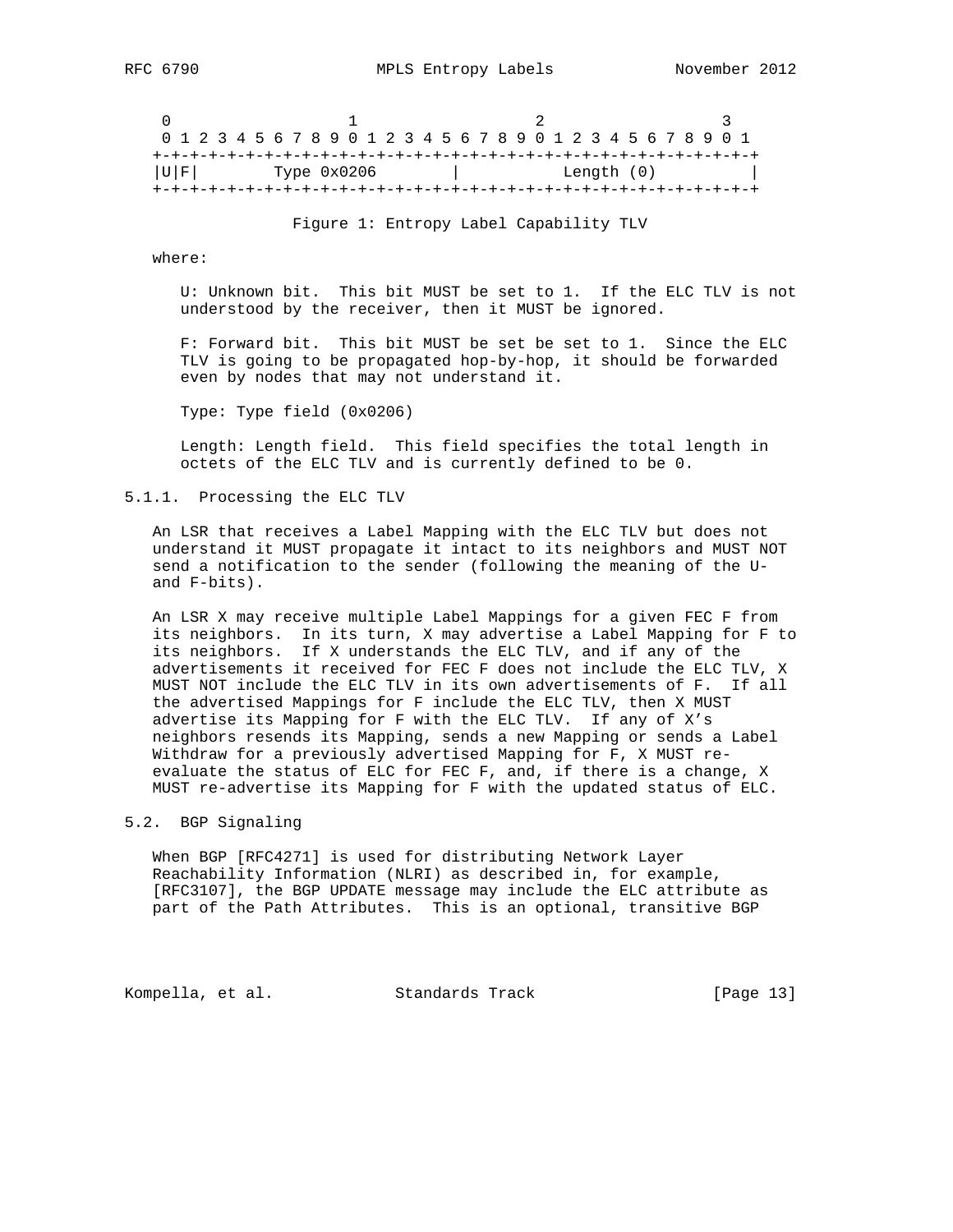```
 0                   1                   2                   3
 0 1 2 3 4 5 6 7 8 9 0 1 2 3 4 5 6 7 8 9 0 1 2 3 4 5 6 7 8 9 0 1
+-+-+-+-+-+-+-+-+-+-+-+-+-+-+-+-+-+-+-+-+-+-+-+-+-+-+-+-+-+-+-+-+
|U|F|        Type 0x0206        |           Length (0)          |
+-+-+-+-+-+-+-+-+-+-+-+-+-+-+-+-+-+-+-+-+-+-+-+-+-+-+-+-+-+-+-+-+
```

Figure 1: Entropy Label Capability TLV

where:

U: Unknown bit. This bit MUST be set to 1. If the ELC TLV is not understood by the receiver, then it MUST be ignored.

F: Forward bit. This bit MUST be set be set to 1. Since the ELC TLV is going to be propagated hop-by-hop, it should be forwarded even by nodes that may not understand it.

Type: Type field (0x0206)

Length: Length field. This field specifies the total length in octets of the ELC TLV and is currently defined to be 0.

### 5.1.1. Processing the ELC TLV

An LSR that receives a Label Mapping with the ELC TLV but does not understand it MUST propagate it intact to its neighbors and MUST NOT send a notification to the sender (following the meaning of the U- and F-bits).

An LSR X may receive multiple Label Mappings for a given FEC F from its neighbors. In its turn, X may advertise a Label Mapping for F to its neighbors. If X understands the ELC TLV, and if any of the advertisements it received for FEC F does not include the ELC TLV, X MUST NOT include the ELC TLV in its own advertisements of F. If all the advertised Mappings for F include the ELC TLV, then X MUST advertise its Mapping for F with the ELC TLV. If any of X's neighbors resends its Mapping, sends a new Mapping or sends a Label Withdraw for a previously advertised Mapping for F, X MUST re-evaluate the status of ELC for FEC F, and, if there is a change, X MUST re-advertise its Mapping for F with the updated status of ELC.

## 5.2. BGP Signaling

When BGP [RFC4271] is used for distributing Network Layer Reachability Information (NLRI) as described in, for example, [RFC3107], the BGP UPDATE message may include the ELC attribute as part of the Path Attributes. This is an optional, transitive BGP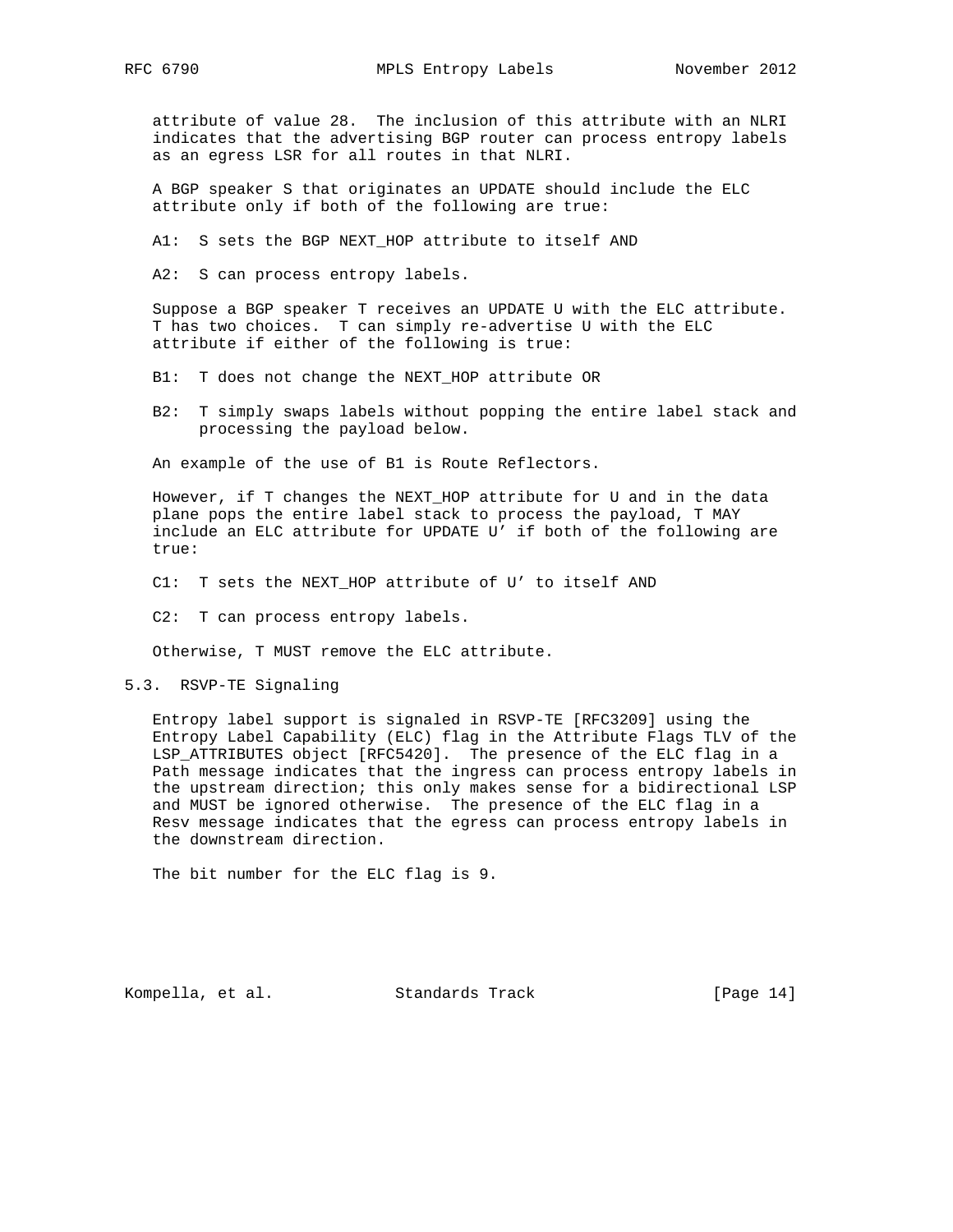attribute of value 28. The inclusion of this attribute with an NLRI indicates that the advertising BGP router can process entropy labels as an egress LSR for all routes in that NLRI.

A BGP speaker S that originates an UPDATE should include the ELC attribute only if both of the following are true:

A1: S sets the BGP NEXT_HOP attribute to itself AND

A2: S can process entropy labels.

Suppose a BGP speaker T receives an UPDATE U with the ELC attribute. T has two choices. T can simply re-advertise U with the ELC attribute if either of the following is true:

B1: T does not change the NEXT_HOP attribute OR

B2: T simply swaps labels without popping the entire label stack and processing the payload below.

An example of the use of B1 is Route Reflectors.

However, if T changes the NEXT_HOP attribute for U and in the data plane pops the entire label stack to process the payload, T MAY include an ELC attribute for UPDATE U' if both of the following are true:

C1: T sets the NEXT_HOP attribute of U' to itself AND

C2: T can process entropy labels.

Otherwise, T MUST remove the ELC attribute.

## 5.3. RSVP-TE Signaling

Entropy label support is signaled in RSVP-TE [RFC3209] using the Entropy Label Capability (ELC) flag in the Attribute Flags TLV of the LSP_ATTRIBUTES object [RFC5420]. The presence of the ELC flag in a Path message indicates that the ingress can process entropy labels in the upstream direction; this only makes sense for a bidirectional LSP and MUST be ignored otherwise. The presence of the ELC flag in a Resv message indicates that the egress can process entropy labels in the downstream direction.

The bit number for the ELC flag is 9.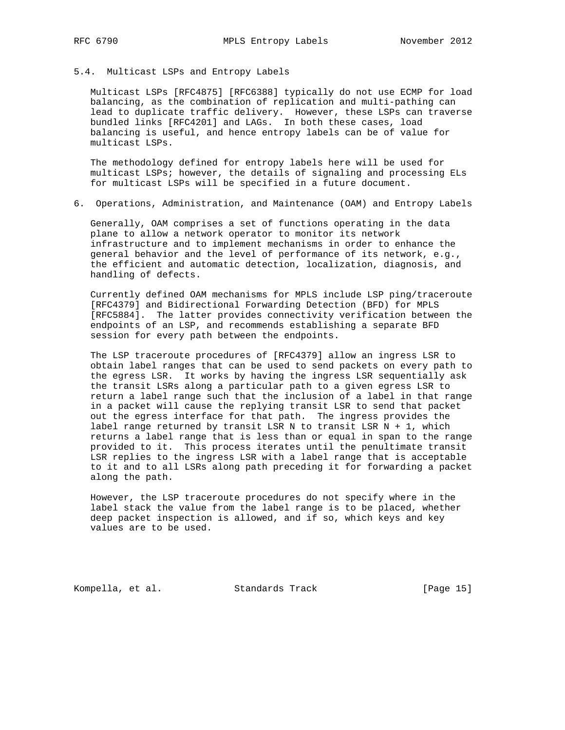### 5.4. Multicast LSPs and Entropy Labels

Multicast LSPs [RFC4875] [RFC6388] typically do not use ECMP for load balancing, as the combination of replication and multi-pathing can lead to duplicate traffic delivery. However, these LSPs can traverse bundled links [RFC4201] and LAGs. In both these cases, load balancing is useful, and hence entropy labels can be of value for multicast LSPs.

The methodology defined for entropy labels here will be used for multicast LSPs; however, the details of signaling and processing ELs for multicast LSPs will be specified in a future document.

## 6. Operations, Administration, and Maintenance (OAM) and Entropy Labels

Generally, OAM comprises a set of functions operating in the data plane to allow a network operator to monitor its network infrastructure and to implement mechanisms in order to enhance the general behavior and the level of performance of its network, e.g., the efficient and automatic detection, localization, diagnosis, and handling of defects.

Currently defined OAM mechanisms for MPLS include LSP ping/traceroute [RFC4379] and Bidirectional Forwarding Detection (BFD) for MPLS [RFC5884]. The latter provides connectivity verification between the endpoints of an LSP, and recommends establishing a separate BFD session for every path between the endpoints.

The LSP traceroute procedures of [RFC4379] allow an ingress LSR to obtain label ranges that can be used to send packets on every path to the egress LSR. It works by having the ingress LSR sequentially ask the transit LSRs along a particular path to a given egress LSR to return a label range such that the inclusion of a label in that range in a packet will cause the replying transit LSR to send that packet out the egress interface for that path. The ingress provides the label range returned by transit LSR N to transit LSR N + 1, which returns a label range that is less than or equal in span to the range provided to it. This process iterates until the penultimate transit LSR replies to the ingress LSR with a label range that is acceptable to it and to all LSRs along path preceding it for forwarding a packet along the path.

However, the LSP traceroute procedures do not specify where in the label stack the value from the label range is to be placed, whether deep packet inspection is allowed, and if so, which keys and key values are to be used.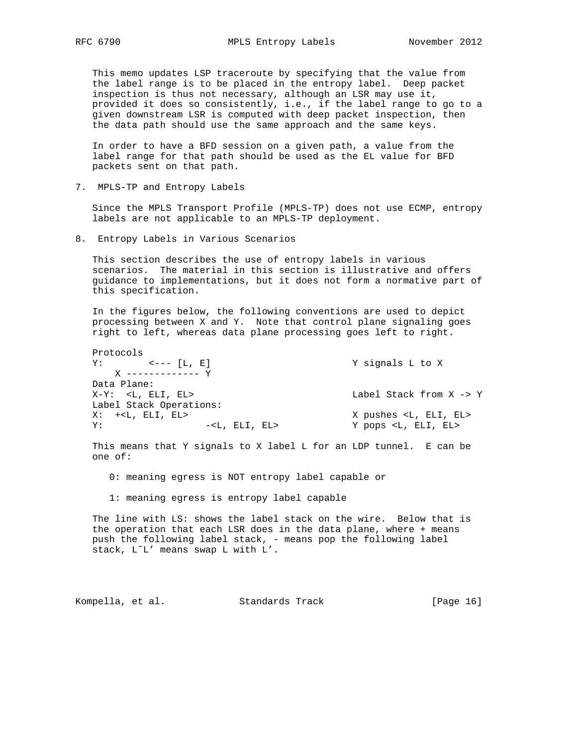This memo updates LSP traceroute by specifying that the value from the label range is to be placed in the entropy label. Deep packet inspection is thus not necessary, although an LSR may use it, provided it does so consistently, i.e., if the label range to go to a given downstream LSR is computed with deep packet inspection, then the data path should use the same approach and the same keys.

In order to have a BFD session on a given path, a value from the label range for that path should be used as the EL value for BFD packets sent on that path.

## 7. MPLS-TP and Entropy Labels

Since the MPLS Transport Profile (MPLS-TP) does not use ECMP, entropy labels are not applicable to an MPLS-TP deployment.

## 8. Entropy Labels in Various Scenarios

This section describes the use of entropy labels in various scenarios. The material in this section is illustrative and offers guidance to implementations, but it does not form a normative part of this specification.

In the figures below, the following conventions are used to depict processing between X and Y. Note that control plane signaling goes right to left, whereas data plane processing goes left to right.

```
Protocols
Y:        <--- [L, E]                         Y signals L to X
    X ------------- Y
Data Plane:
X-Y:  <L, ELI, EL>                            Label Stack from X -> Y
Label Stack Operations:
X:  +<L, ELI, EL>                             X pushes <L, ELI, EL>
Y:                  -<L, ELI, EL>             Y pops <L, ELI, EL>
```

This means that Y signals to X label L for an LDP tunnel. E can be one of:

0: meaning egress is NOT entropy label capable or

1: meaning egress is entropy label capable

The line with LS: shows the label stack on the wire. Below that is the operation that each LSR does in the data plane, where + means push the following label stack, - means pop the following label stack, L˜L' means swap L with L'.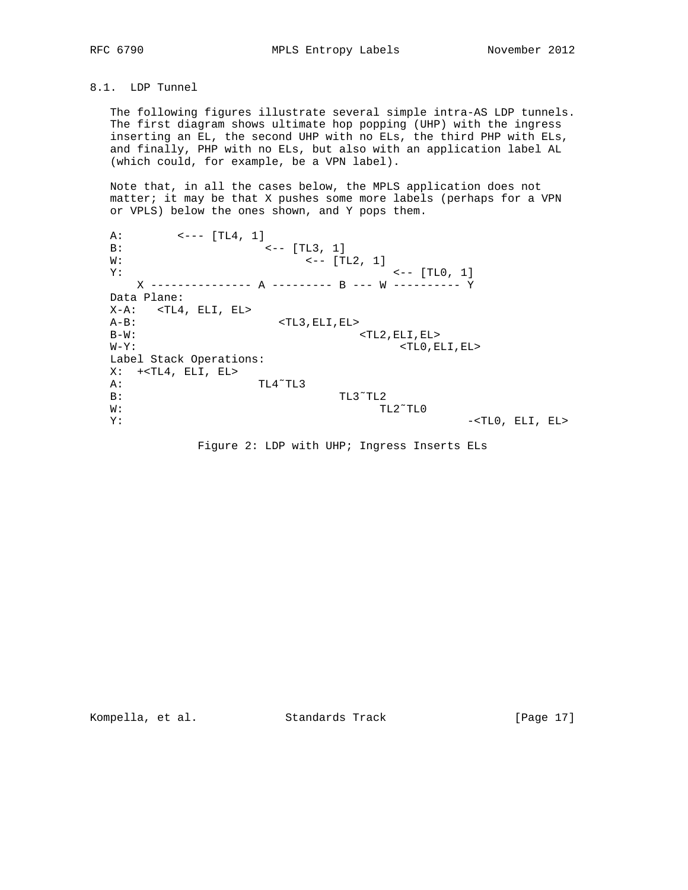### 8.1. LDP Tunnel

The following figures illustrate several simple intra-AS LDP tunnels. The first diagram shows ultimate hop popping (UHP) with the ingress inserting an EL, the second UHP with no ELs, the third PHP with ELs, and finally, PHP with no ELs, but also with an application label AL (which could, for example, be a VPN label).

Note that, in all the cases below, the MPLS application does not matter; it may be that X pushes some more labels (perhaps for a VPN or VPLS) below the ones shown, and Y pops them.

```
A:        <--- [TL4, 1]
B:                     <-- [TL3, 1]
W:                              <-- [TL2, 1]
Y:                                                <-- [TL0, 1]
    X --------------- A --------- B --- W ---------- Y
Data Plane:
X-A:   <TL4, ELI, EL>
A-B:                    <TL3,ELI,EL>
B-W:                                  <TL2,ELI,EL>
W-Y:                                           <TL0,ELI,EL>
Label Stack Operations:
X:  +<TL4, ELI, EL>
A:                 TL4~TL3
B:                                TL3~TL2
W:                                         TL2~TL0
Y:                                                    -<TL0, ELI, EL>
```

Figure 2: LDP with UHP; Ingress Inserts ELs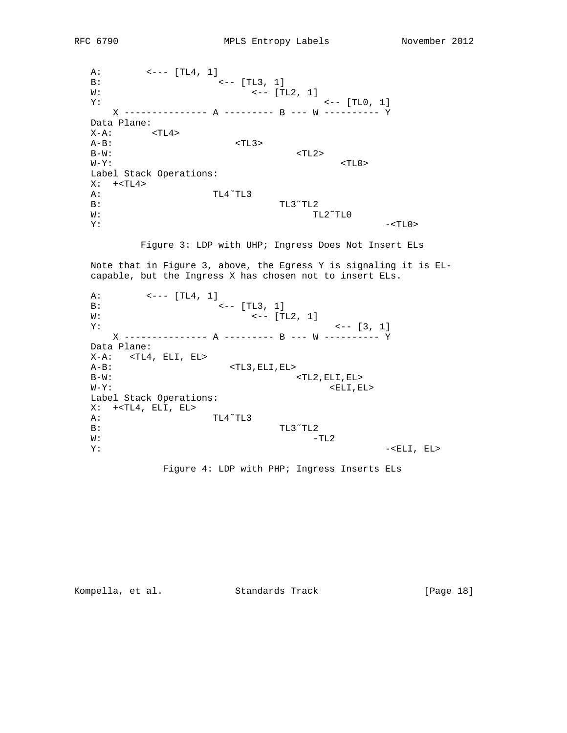```
A:        <--- [TL4, 1]
B:                    <-- [TL3, 1]
W:                          <-- [TL2, 1]
Y:                                        <-- [TL0, 1]
   X --------------- A --------- B --- W ---------- Y
Data Plane:
X-A:      <TL4>
A-B:                      <TL3>
B-W:                                 <TL2>
W-Y:                                         <TL0>
Label Stack Operations:
X:  +<TL4>
A:                  TL4~TL3
B:                              TL3~TL2
W:                                    TL2~TL0
Y:                                                -<TL0>
```

Figure 3: LDP with UHP; Ingress Does Not Insert ELs

Note that in Figure 3, above, the Egress Y is signaling it is EL-capable, but the Ingress X has chosen not to insert ELs.

```
A:        <--- [TL4, 1]
B:                    <-- [TL3, 1]
W:                          <-- [TL2, 1]
Y:                                          <-- [3, 1]
   X --------------- A --------- B --- W ---------- Y
Data Plane:
X-A:   <TL4, ELI, EL>
A-B:                     <TL3,ELI,EL>
B-W:                                 <TL2,ELI,EL>
W-Y:                                       <ELI,EL>
Label Stack Operations:
X:  +<TL4, ELI, EL>
A:                  TL4~TL3
B:                              TL3~TL2
W:                                    -TL2
Y:                                                -<ELI, EL>
```

Figure 4: LDP with PHP; Ingress Inserts ELs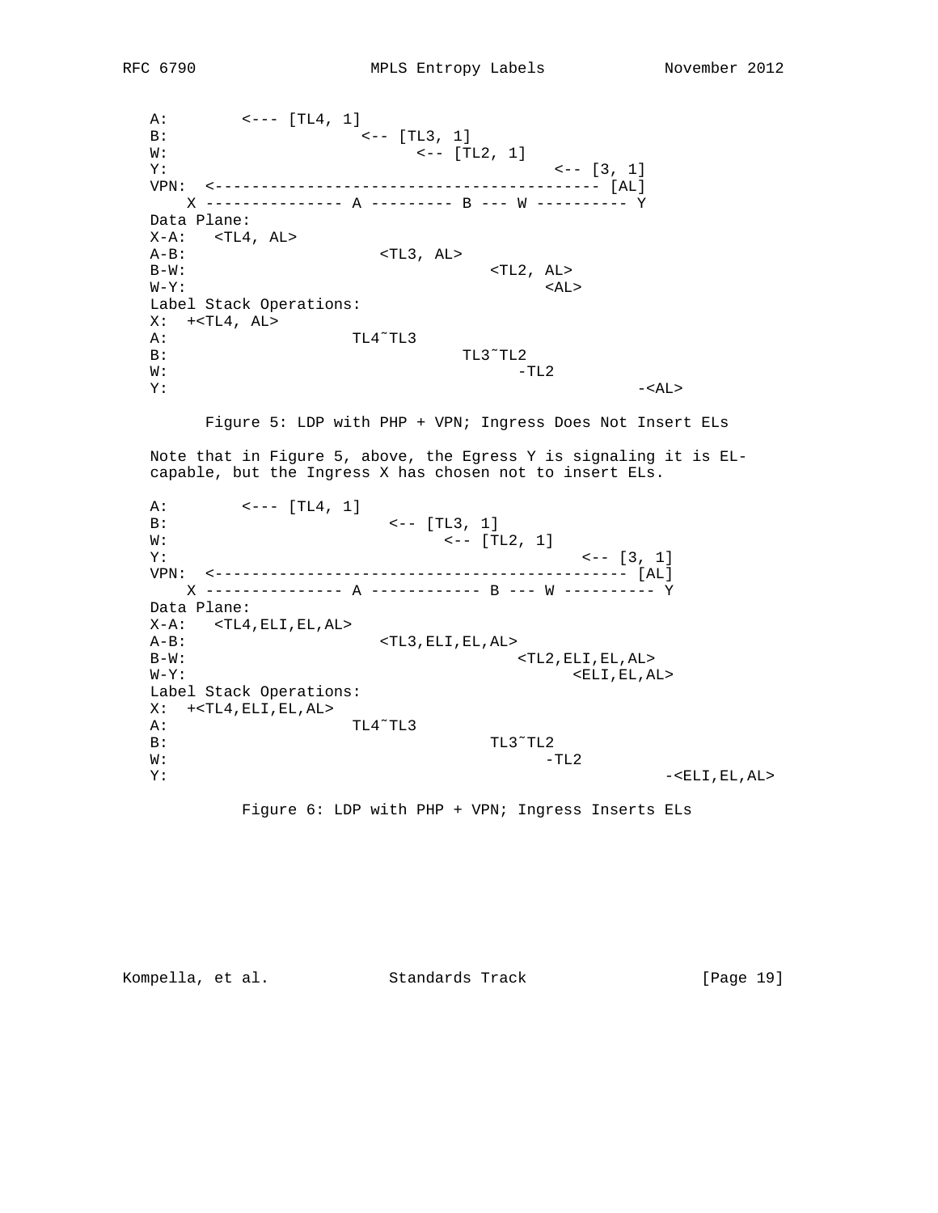```
   A:        <--- [TL4, 1]
   B:                    <-- [TL3, 1]
   W:                          <-- [TL2, 1]
   Y:                                         <-- [3, 1]
   VPN:  <------------------------------------------ [AL]
       X --------------- A --------- B --- W ---------- Y
   Data Plane:
   X-A:   <TL4, AL>
   A-B:                     <TL3, AL>
   B-W:                                 <TL2, AL>
   W-Y:                                       <AL>
   Label Stack Operations:
   X:  +<TL4, AL>
   A:                  TL4~TL3
   B:                              TL3~TL2
   W:                                    -TL2
   Y:                                                 -<AL>
```

Figure 5: LDP with PHP + VPN; Ingress Does Not Insert ELs

Note that in Figure 5, above, the Egress Y is signaling it is EL-capable, but the Ingress X has chosen not to insert ELs.

```
   A:        <--- [TL4, 1]
   B:                       <-- [TL3, 1]
   W:                             <-- [TL2, 1]
   Y:                                            <-- [3, 1]
   VPN:  <--------------------------------------------- [AL]
       X --------------- A ------------ B --- W ---------- Y
   Data Plane:
   X-A:   <TL4,ELI,EL,AL>
   A-B:                     <TL3,ELI,EL,AL>
   B-W:                                    <TL2,ELI,EL,AL>
   W-Y:                                          <ELI,EL,AL>
   Label Stack Operations:
   X:  +<TL4,ELI,EL,AL>
   A:                  TL4~TL3
   B:                                 TL3~TL2
   W:                                       -TL2
   Y:                                                    -<ELI,EL,AL>
```

Figure 6: LDP with PHP + VPN; Ingress Inserts ELs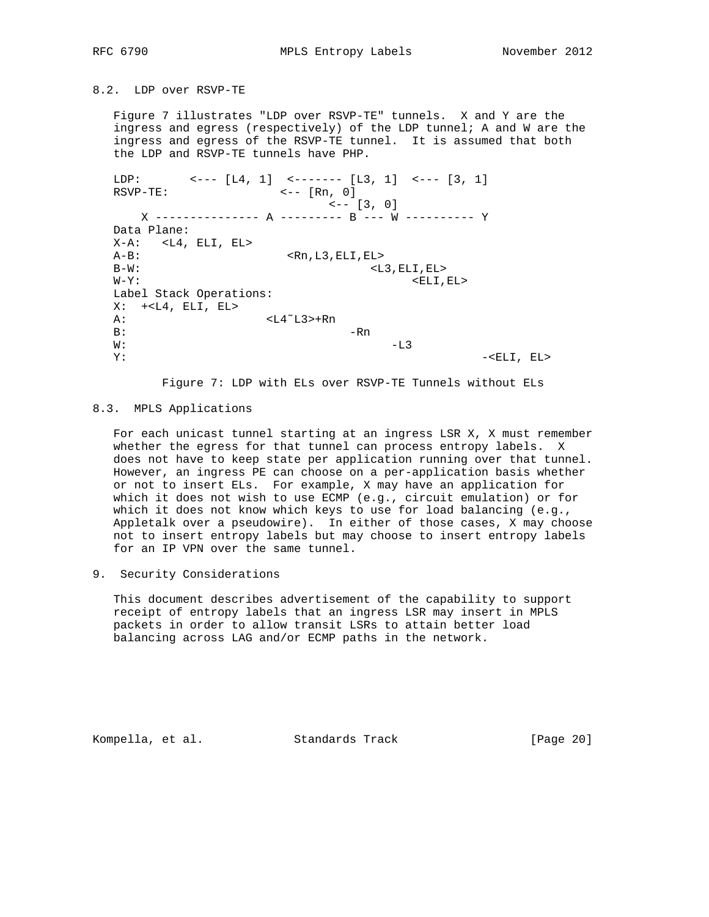### 8.2. LDP over RSVP-TE

Figure 7 illustrates "LDP over RSVP-TE" tunnels. X and Y are the ingress and egress (respectively) of the LDP tunnel; A and W are the ingress and egress of the RSVP-TE tunnel. It is assumed that both the LDP and RSVP-TE tunnels have PHP.

```
LDP:       <--- [L4, 1]  <------- [L3, 1]  <--- [3, 1]
RSVP-TE:                <-- [Rn, 0]
                               <-- [3, 0]
    X --------------- A --------- B --- W ---------- Y
Data Plane:
X-A:   <L4, ELI, EL>
A-B:                   <Rn,L3,ELI,EL>
B-W:                                 <L3,ELI,EL>
W-Y:                                       <ELI,EL>
Label Stack Operations:
X:  +<L4, ELI, EL>
A:                    <L4~L3>+Rn
B:                                -Rn
W:                                      -L3
Y:                                                  -<ELI, EL>
```

Figure 7: LDP with ELs over RSVP-TE Tunnels without ELs

### 8.3. MPLS Applications

For each unicast tunnel starting at an ingress LSR X, X must remember whether the egress for that tunnel can process entropy labels. X does not have to keep state per application running over that tunnel. However, an ingress PE can choose on a per-application basis whether or not to insert ELs. For example, X may have an application for which it does not wish to use ECMP (e.g., circuit emulation) or for which it does not know which keys to use for load balancing (e.g., Appletalk over a pseudowire). In either of those cases, X may choose not to insert entropy labels but may choose to insert entropy labels for an IP VPN over the same tunnel.

## 9. Security Considerations

This document describes advertisement of the capability to support receipt of entropy labels that an ingress LSR may insert in MPLS packets in order to allow transit LSRs to attain better load balancing across LAG and/or ECMP paths in the network.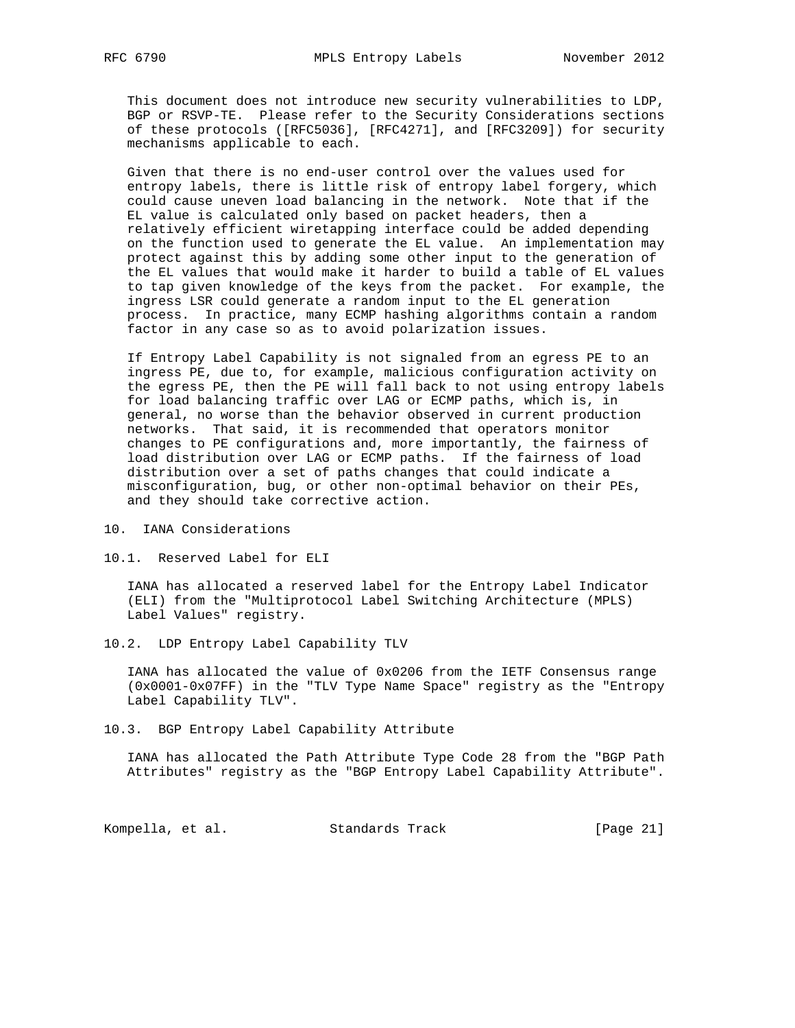This document does not introduce new security vulnerabilities to LDP, BGP or RSVP-TE. Please refer to the Security Considerations sections of these protocols ([RFC5036], [RFC4271], and [RFC3209]) for security mechanisms applicable to each.

Given that there is no end-user control over the values used for entropy labels, there is little risk of entropy label forgery, which could cause uneven load balancing in the network. Note that if the EL value is calculated only based on packet headers, then a relatively efficient wiretapping interface could be added depending on the function used to generate the EL value. An implementation may protect against this by adding some other input to the generation of the EL values that would make it harder to build a table of EL values to tap given knowledge of the keys from the packet. For example, the ingress LSR could generate a random input to the EL generation process. In practice, many ECMP hashing algorithms contain a random factor in any case so as to avoid polarization issues.

If Entropy Label Capability is not signaled from an egress PE to an ingress PE, due to, for example, malicious configuration activity on the egress PE, then the PE will fall back to not using entropy labels for load balancing traffic over LAG or ECMP paths, which is, in general, no worse than the behavior observed in current production networks. That said, it is recommended that operators monitor changes to PE configurations and, more importantly, the fairness of load distribution over LAG or ECMP paths. If the fairness of load distribution over a set of paths changes that could indicate a misconfiguration, bug, or other non-optimal behavior on their PEs, and they should take corrective action.

## 10. IANA Considerations

### 10.1. Reserved Label for ELI

IANA has allocated a reserved label for the Entropy Label Indicator (ELI) from the "Multiprotocol Label Switching Architecture (MPLS) Label Values" registry.

### 10.2. LDP Entropy Label Capability TLV

IANA has allocated the value of 0x0206 from the IETF Consensus range (0x0001-0x07FF) in the "TLV Type Name Space" registry as the "Entropy Label Capability TLV".

### 10.3. BGP Entropy Label Capability Attribute

IANA has allocated the Path Attribute Type Code 28 from the "BGP Path Attributes" registry as the "BGP Entropy Label Capability Attribute".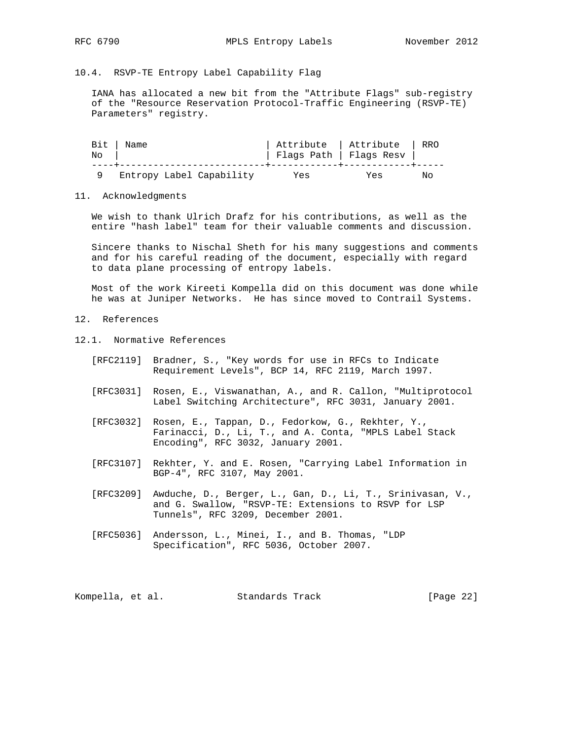### 10.4. RSVP-TE Entropy Label Capability Flag

IANA has allocated a new bit from the "Attribute Flags" sub-registry of the "Resource Reservation Protocol-Traffic Engineering (RSVP-TE) Parameters" registry.

| Bit No | Name | Attribute Flags Path | Attribute Flags Resv | RRO |
|---|---|---|---|---|
| 9 | Entropy Label Capability | Yes | Yes | No |

## 11. Acknowledgments

We wish to thank Ulrich Drafz for his contributions, as well as the entire "hash label" team for their valuable comments and discussion.

Sincere thanks to Nischal Sheth for his many suggestions and comments and for his careful reading of the document, especially with regard to data plane processing of entropy labels.

Most of the work Kireeti Kompella did on this document was done while he was at Juniper Networks. He has since moved to Contrail Systems.

## 12. References

### 12.1. Normative References

[RFC2119] Bradner, S., "Key words for use in RFCs to Indicate Requirement Levels", BCP 14, RFC 2119, March 1997.

[RFC3031] Rosen, E., Viswanathan, A., and R. Callon, "Multiprotocol Label Switching Architecture", RFC 3031, January 2001.

[RFC3032] Rosen, E., Tappan, D., Fedorkow, G., Rekhter, Y., Farinacci, D., Li, T., and A. Conta, "MPLS Label Stack Encoding", RFC 3032, January 2001.

[RFC3107] Rekhter, Y. and E. Rosen, "Carrying Label Information in BGP-4", RFC 3107, May 2001.

[RFC3209] Awduche, D., Berger, L., Gan, D., Li, T., Srinivasan, V., and G. Swallow, "RSVP-TE: Extensions to RSVP for LSP Tunnels", RFC 3209, December 2001.

[RFC5036] Andersson, L., Minei, I., and B. Thomas, "LDP Specification", RFC 5036, October 2007.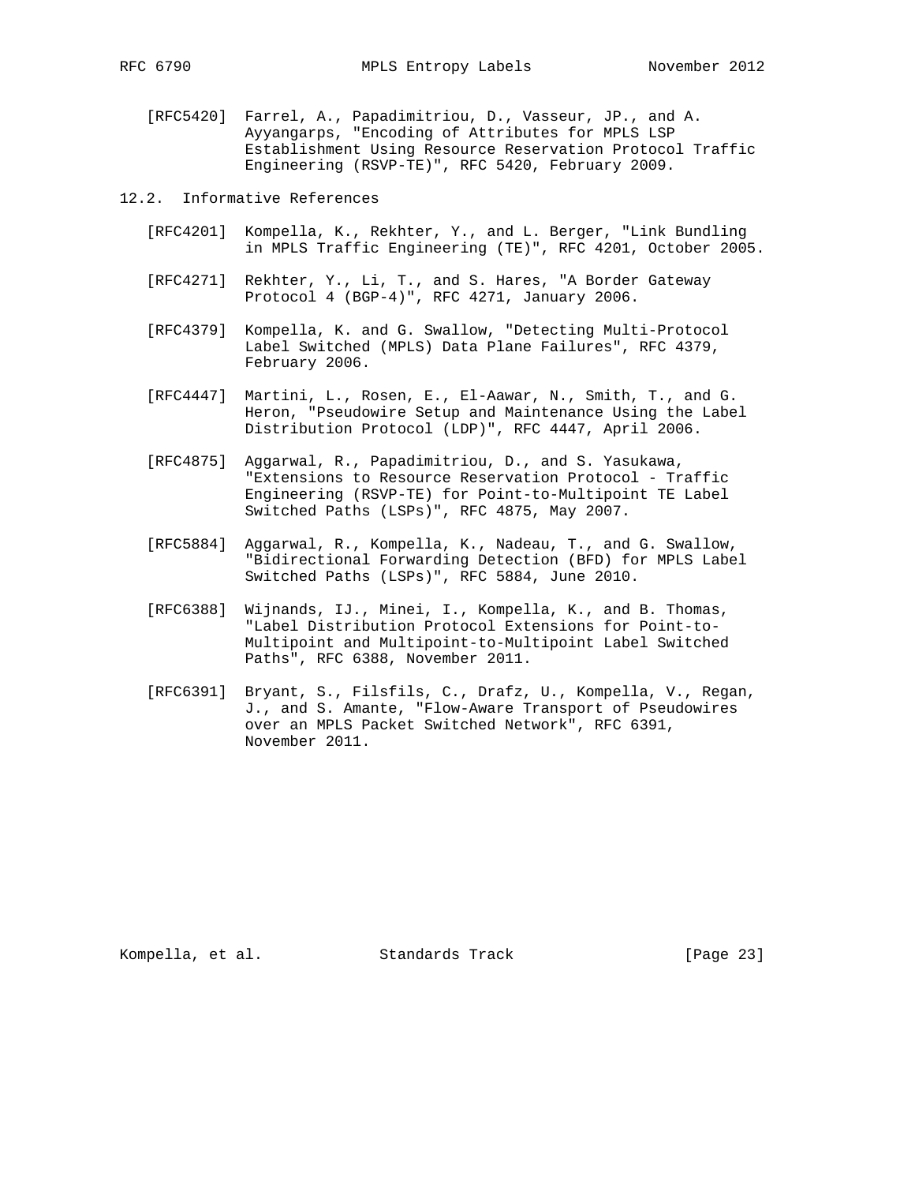[RFC5420] Farrel, A., Papadimitriou, D., Vasseur, JP., and A. Ayyangarps, "Encoding of Attributes for MPLS LSP Establishment Using Resource Reservation Protocol Traffic Engineering (RSVP-TE)", RFC 5420, February 2009.

## 12.2. Informative References

[RFC4201] Kompella, K., Rekhter, Y., and L. Berger, "Link Bundling in MPLS Traffic Engineering (TE)", RFC 4201, October 2005.

[RFC4271] Rekhter, Y., Li, T., and S. Hares, "A Border Gateway Protocol 4 (BGP-4)", RFC 4271, January 2006.

[RFC4379] Kompella, K. and G. Swallow, "Detecting Multi-Protocol Label Switched (MPLS) Data Plane Failures", RFC 4379, February 2006.

[RFC4447] Martini, L., Rosen, E., El-Aawar, N., Smith, T., and G. Heron, "Pseudowire Setup and Maintenance Using the Label Distribution Protocol (LDP)", RFC 4447, April 2006.

[RFC4875] Aggarwal, R., Papadimitriou, D., and S. Yasukawa, "Extensions to Resource Reservation Protocol - Traffic Engineering (RSVP-TE) for Point-to-Multipoint TE Label Switched Paths (LSPs)", RFC 4875, May 2007.

[RFC5884] Aggarwal, R., Kompella, K., Nadeau, T., and G. Swallow, "Bidirectional Forwarding Detection (BFD) for MPLS Label Switched Paths (LSPs)", RFC 5884, June 2010.

[RFC6388] Wijnands, IJ., Minei, I., Kompella, K., and B. Thomas, "Label Distribution Protocol Extensions for Point-to-Multipoint and Multipoint-to-Multipoint Label Switched Paths", RFC 6388, November 2011.

[RFC6391] Bryant, S., Filsfils, C., Drafz, U., Kompella, V., Regan, J., and S. Amante, "Flow-Aware Transport of Pseudowires over an MPLS Packet Switched Network", RFC 6391, November 2011.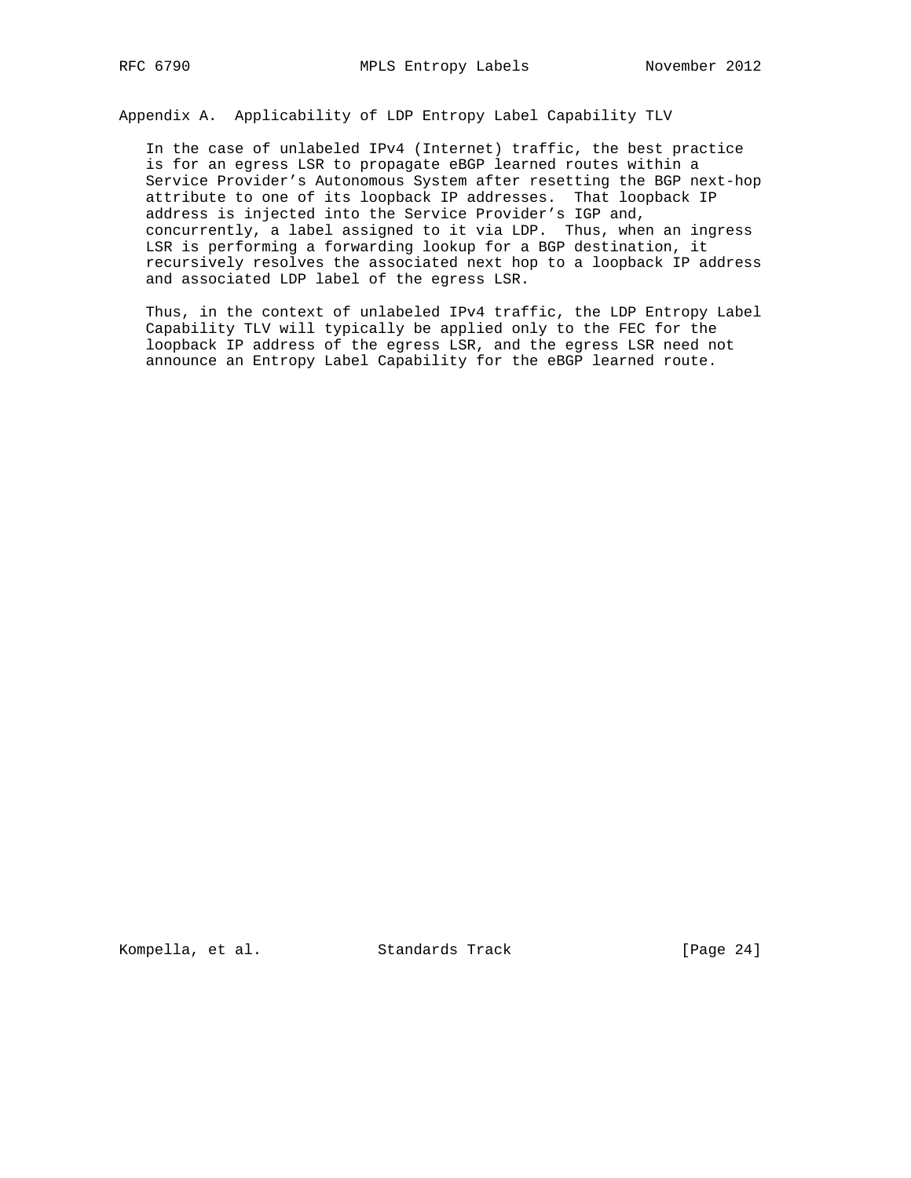# Appendix A. Applicability of LDP Entropy Label Capability TLV

In the case of unlabeled IPv4 (Internet) traffic, the best practice is for an egress LSR to propagate eBGP learned routes within a Service Provider's Autonomous System after resetting the BGP next-hop attribute to one of its loopback IP addresses. That loopback IP address is injected into the Service Provider's IGP and, concurrently, a label assigned to it via LDP. Thus, when an ingress LSR is performing a forwarding lookup for a BGP destination, it recursively resolves the associated next hop to a loopback IP address and associated LDP label of the egress LSR.

Thus, in the context of unlabeled IPv4 traffic, the LDP Entropy Label Capability TLV will typically be applied only to the FEC for the loopback IP address of the egress LSR, and the egress LSR need not announce an Entropy Label Capability for the eBGP learned route.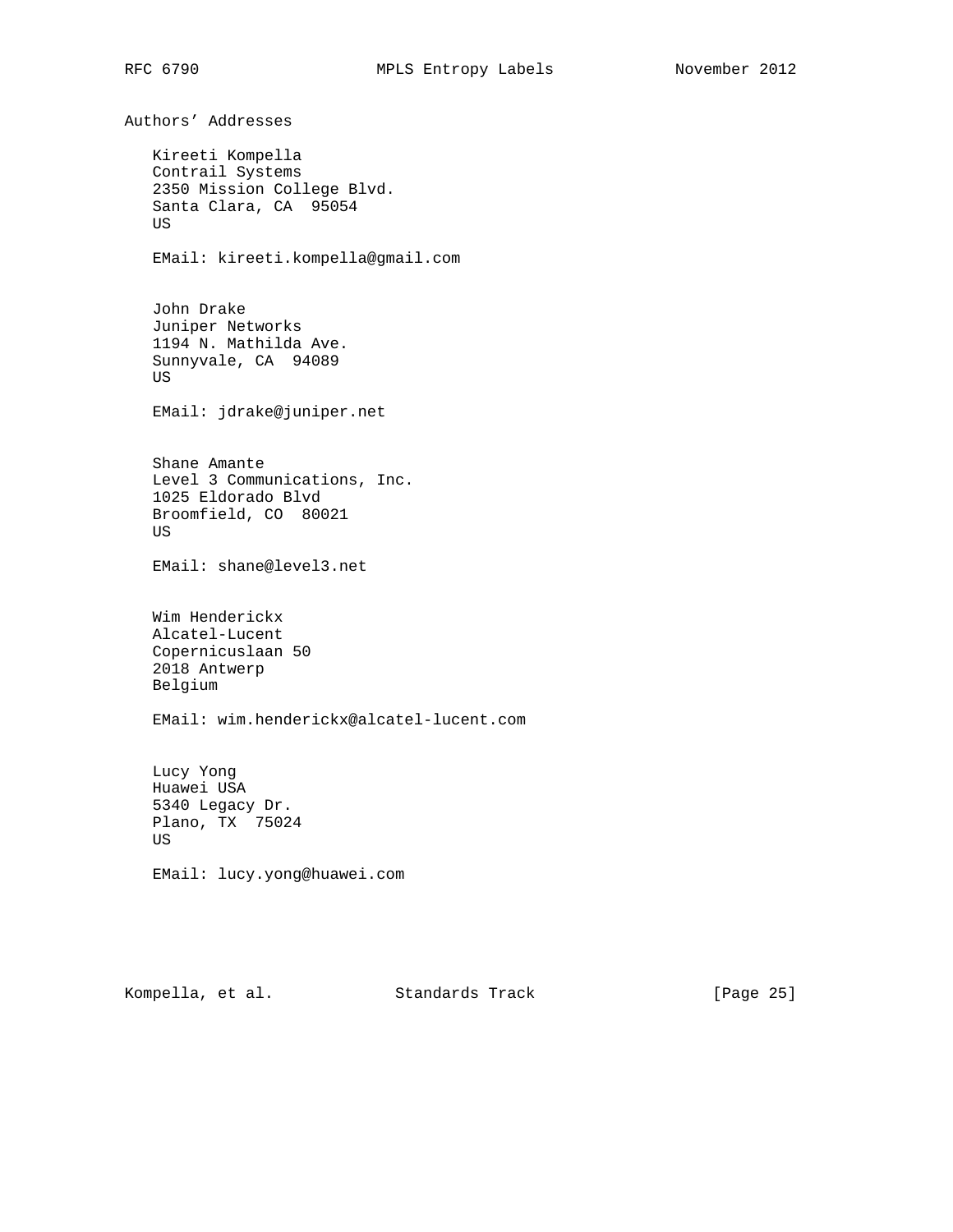# Authors' Addresses

Kireeti Kompella
Contrail Systems
2350 Mission College Blvd.
Santa Clara, CA  95054
US

EMail: kireeti.kompella@gmail.com

John Drake
Juniper Networks
1194 N. Mathilda Ave.
Sunnyvale, CA  94089
US

EMail: jdrake@juniper.net

Shane Amante
Level 3 Communications, Inc.
1025 Eldorado Blvd
Broomfield, CO  80021
US

EMail: shane@level3.net

Wim Henderickx
Alcatel-Lucent
Copernicuslaan 50
2018 Antwerp
Belgium

EMail: wim.henderickx@alcatel-lucent.com

Lucy Yong
Huawei USA
5340 Legacy Dr.
Plano, TX  75024
US

EMail: lucy.yong@huawei.com